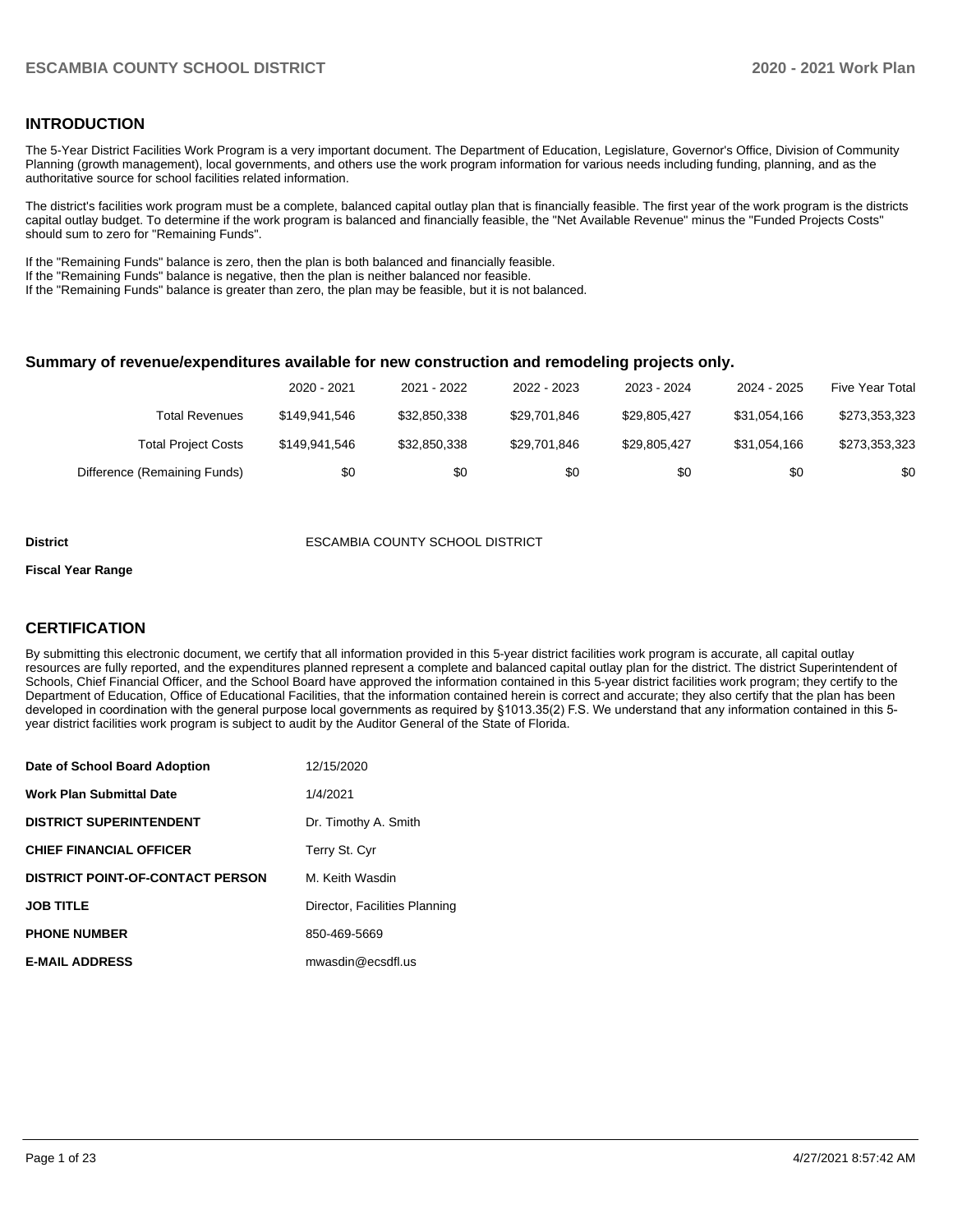## INTRODUCTION

The 5-Year District Facilities Work Program is a very important document. The Department of Education, Legislature, Governor's Office, Division of Community Planning (growth management), local governments, and others use the work program information for various needs including funding, planning, and as the authoritative source for school facilities related information.

The district's facilities work program must be a complete, balanced capital outlay plan that is financially feasible. The first year of the work program is the districts capital outlay budget. To determine if the work program is balanced and financially feasible, the "Net Available Revenue" minus the "Funded Projects Costs" should sum to zero for "Remaining Funds".

If the "Remaining Funds" balance is zero, then the plan is both balanced and financially feasible.
If the "Remaining Funds" balance is negative, then the plan is neither balanced nor feasible.
If the "Remaining Funds" balance is greater than zero, the plan may be feasible, but it is not balanced.

### Summary of revenue/expenditures available for new construction and remodeling projects only.

| | 2020 - 2021 | 2021 - 2022 | 2022 - 2023 | 2023 - 2024 | 2024 - 2025 | Five Year Total |
|---|---|---|---|---|---|---|
| Total Revenues | $149,941,546 | $32,850,338 | $29,701,846 | $29,805,427 | $31,054,166 | $273,353,323 |
| Total Project Costs | $149,941,546 | $32,850,338 | $29,701,846 | $29,805,427 | $31,054,166 | $273,353,323 |
| Difference (Remaining Funds) | $0 | $0 | $0 | $0 | $0 | $0 |

**District** ESCAMBIA COUNTY SCHOOL DISTRICT

**Fiscal Year Range**

## CERTIFICATION

By submitting this electronic document, we certify that all information provided in this 5-year district facilities work program is accurate, all capital outlay resources are fully reported, and the expenditures planned represent a complete and balanced capital outlay plan for the district. The district Superintendent of Schools, Chief Financial Officer, and the School Board have approved the information contained in this 5-year district facilities work program; they certify to the Department of Education, Office of Educational Facilities, that the information contained herein is correct and accurate; they also certify that the plan has been developed in coordination with the general purpose local governments as required by §1013.35(2) F.S. We understand that any information contained in this 5-year district facilities work program is subject to audit by the Auditor General of the State of Florida.

| | |
|---|---|
| **Date of School Board Adoption** | 12/15/2020 |
| **Work Plan Submittal Date** | 1/4/2021 |
| **DISTRICT SUPERINTENDENT** | Dr. Timothy A. Smith |
| **CHIEF FINANCIAL OFFICER** | Terry St. Cyr |
| **DISTRICT POINT-OF-CONTACT PERSON** | M. Keith Wasdin |
| **JOB TITLE** | Director, Facilities Planning |
| **PHONE NUMBER** | 850-469-5669 |
| **E-MAIL ADDRESS** | mwasdin@ecsdfl.us |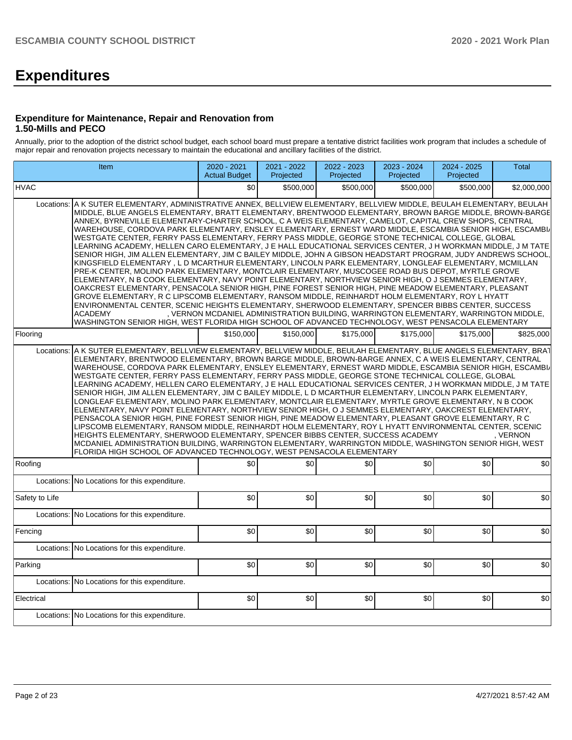# Expenditures

### Expenditure for Maintenance, Repair and Renovation from 1.50-Mills and PECO

Annually, prior to the adoption of the district school budget, each school board must prepare a tentative district facilities work program that includes a schedule of major repair and renovation projects necessary to maintain the educational and ancillary facilities of the district.

| Item | | 2020 - 2021 Actual Budget | 2021 - 2022 Projected | 2022 - 2023 Projected | 2023 - 2024 Projected | 2024 - 2025 Projected | Total |
|---|---|---|---|---|---|---|---|
| HVAC | | $0 | $500,000 | $500,000 | $500,000 | $500,000 | $2,000,000 |
| Locations: | A K SUTER ELEMENTARY, ADMINISTRATIVE ANNEX, BELLVIEW ELEMENTARY, BELLVIEW MIDDLE, BEULAH ELEMENTARY, BEULAH MIDDLE, BLUE ANGELS ELEMENTARY, BRATT ELEMENTARY, BRENTWOOD ELEMENTARY, BROWN BARGE MIDDLE, BROWN-BARGE ANNEX, BYRNEVILLE ELEMENTARY-CHARTER SCHOOL, C A WEIS ELEMENTARY, CAMELOT, CAPITAL CREW SHOPS, CENTRAL WAREHOUSE, CORDOVA PARK ELEMENTARY, ENSLEY ELEMENTARY, ERNEST WARD MIDDLE, ESCAMBIA SENIOR HIGH, ESCAMBIA WESTGATE CENTER, FERRY PASS ELEMENTARY, FERRY PASS MIDDLE, GEORGE STONE TECHNICAL COLLEGE, GLOBAL LEARNING ACADEMY, HELLEN CARO ELEMENTARY, J E HALL EDUCATIONAL SERVICES CENTER, J H WORKMAN MIDDLE, J M TATE SENIOR HIGH, JIM ALLEN ELEMENTARY, JIM C BAILEY MIDDLE, JOHN A GIBSON HEADSTART PROGRAM, JUDY ANDREWS SCHOOL, KINGSFIELD ELEMENTARY , L D MCARTHUR ELEMENTARY, LINCOLN PARK ELEMENTARY, LONGLEAF ELEMENTARY, MCMILLAN PRE-K CENTER, MOLINO PARK ELEMENTARY, MONTCLAIR ELEMENTARY, MUSCOGEE ROAD BUS DEPOT, MYRTLE GROVE ELEMENTARY, N B COOK ELEMENTARY, NAVY POINT ELEMENTARY, NORTHVIEW SENIOR HIGH, O J SEMMES ELEMENTARY, OAKCREST ELEMENTARY, PENSACOLA SENIOR HIGH, PINE FOREST SENIOR HIGH, PINE MEADOW ELEMENTARY, PLEASANT GROVE ELEMENTARY, R C LIPSCOMB ELEMENTARY, RANSOM MIDDLE, REINHARDT HOLM ELEMENTARY, ROY L HYATT ENVIRONMENTAL CENTER, SCENIC HEIGHTS ELEMENTARY, SHERWOOD ELEMENTARY, SPENCER BIBBS CENTER, SUCCESS ACADEMY , VERNON MCDANIEL ADMINISTRATION BUILDING, WARRINGTON ELEMENTARY, WARRINGTON MIDDLE, WASHINGTON SENIOR HIGH, WEST FLORIDA HIGH SCHOOL OF ADVANCED TECHNOLOGY, WEST PENSACOLA ELEMENTARY | | | | | | |
| Flooring | | $150,000 | $150,000 | $175,000 | $175,000 | $175,000 | $825,000 |
| Locations: | A K SUTER ELEMENTARY, BELLVIEW ELEMENTARY, BELLVIEW MIDDLE, BEULAH ELEMENTARY, BLUE ANGELS ELEMENTARY, BRATT ELEMENTARY, BRENTWOOD ELEMENTARY, BROWN BARGE MIDDLE, BROWN-BARGE ANNEX, C A WEIS ELEMENTARY, CENTRAL WAREHOUSE, CORDOVA PARK ELEMENTARY, ENSLEY ELEMENTARY, ERNEST WARD MIDDLE, ESCAMBIA SENIOR HIGH, ESCAMBIA WESTGATE CENTER, FERRY PASS ELEMENTARY, FERRY PASS MIDDLE, GEORGE STONE TECHNICAL COLLEGE, GLOBAL LEARNING ACADEMY, HELLEN CARO ELEMENTARY, J E HALL EDUCATIONAL SERVICES CENTER, J H WORKMAN MIDDLE, J M TATE SENIOR HIGH, JIM ALLEN ELEMENTARY, JIM C BAILEY MIDDLE, L D MCARTHUR ELEMENTARY, LINCOLN PARK ELEMENTARY, LONGLEAF ELEMENTARY, MOLINO PARK ELEMENTARY, MONTCLAIR ELEMENTARY, MYRTLE GROVE ELEMENTARY, N B COOK ELEMENTARY, NAVY POINT ELEMENTARY, NORTHVIEW SENIOR HIGH, O J SEMMES ELEMENTARY, OAKCREST ELEMENTARY, PENSACOLA SENIOR HIGH, PINE FOREST SENIOR HIGH, PINE MEADOW ELEMENTARY, PLEASANT GROVE ELEMENTARY, R C LIPSCOMB ELEMENTARY, RANSOM MIDDLE, REINHARDT HOLM ELEMENTARY, ROY L HYATT ENVIRONMENTAL CENTER, SCENIC HEIGHTS ELEMENTARY, SHERWOOD ELEMENTARY, SPENCER BIBBS CENTER, SUCCESS ACADEMY , VERNON MCDANIEL ADMINISTRATION BUILDING, WARRINGTON ELEMENTARY, WARRINGTON MIDDLE, WASHINGTON SENIOR HIGH, WEST FLORIDA HIGH SCHOOL OF ADVANCED TECHNOLOGY, WEST PENSACOLA ELEMENTARY | | | | | | |
| Roofing | | $0 | $0 | $0 | $0 | $0 | $0 |
| Locations: | No Locations for this expenditure. | | | | | | |
| Safety to Life | | $0 | $0 | $0 | $0 | $0 | $0 |
| Locations: | No Locations for this expenditure. | | | | | | |
| Fencing | | $0 | $0 | $0 | $0 | $0 | $0 |
| Locations: | No Locations for this expenditure. | | | | | | |
| Parking | | $0 | $0 | $0 | $0 | $0 | $0 |
| Locations: | No Locations for this expenditure. | | | | | | |
| Electrical | | $0 | $0 | $0 | $0 | $0 | $0 |
| Locations: | No Locations for this expenditure. | | | | | | |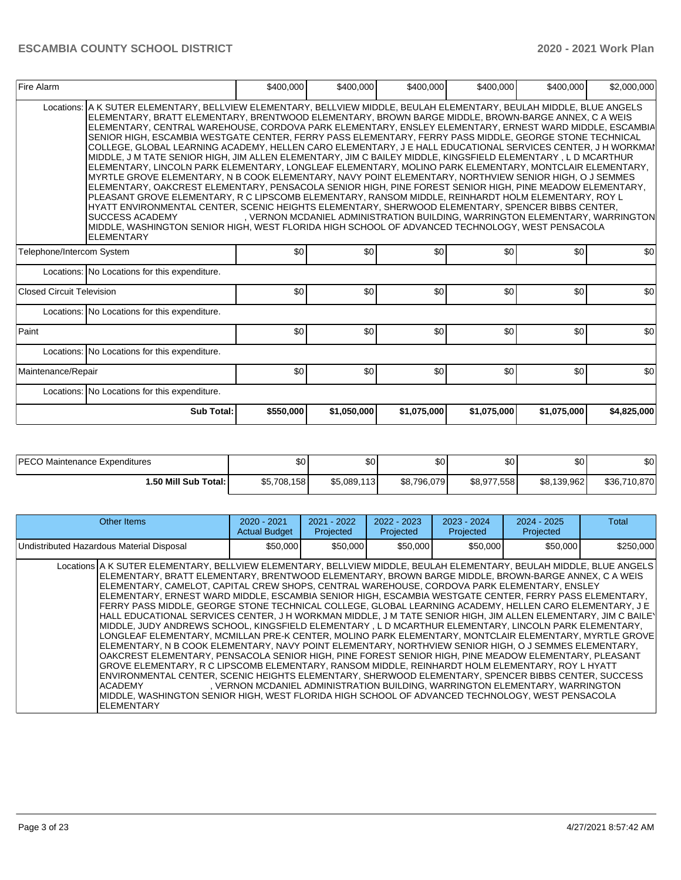| Fire Alarm | | $400,000 | $400,000 | $400,000 | $400,000 | $400,000 | $2,000,000 |
|---|---|---|---|---|---|---|---|
| | Locations: | A K SUTER ELEMENTARY, BELLVIEW ELEMENTARY, BELLVIEW MIDDLE, BEULAH ELEMENTARY, BEULAH MIDDLE, BLUE ANGELS ELEMENTARY, BRATT ELEMENTARY, BRENTWOOD ELEMENTARY, BROWN BARGE MIDDLE, BROWN-BARGE ANNEX, C A WEIS ELEMENTARY, CENTRAL WAREHOUSE, CORDOVA PARK ELEMENTARY, ENSLEY ELEMENTARY, ERNEST WARD MIDDLE, ESCAMBIA SENIOR HIGH, ESCAMBIA WESTGATE CENTER, FERRY PASS ELEMENTARY, FERRY PASS MIDDLE, GEORGE STONE TECHNICAL COLLEGE, GLOBAL LEARNING ACADEMY, HELLEN CARO ELEMENTARY, J E HALL EDUCATIONAL SERVICES CENTER, J H WORKMAN MIDDLE, J M TATE SENIOR HIGH, JIM ALLEN ELEMENTARY, JIM C BAILEY MIDDLE, KINGSFIELD ELEMENTARY , L D MCARTHUR ELEMENTARY, LINCOLN PARK ELEMENTARY, LONGLEAF ELEMENTARY, MOLINO PARK ELEMENTARY, MONTCLAIR ELEMENTARY, MYRTLE GROVE ELEMENTARY, N B COOK ELEMENTARY, NAVY POINT ELEMENTARY, NORTHVIEW SENIOR HIGH, O J SEMMES ELEMENTARY, OAKCREST ELEMENTARY, PENSACOLA SENIOR HIGH, PINE FOREST SENIOR HIGH, PINE MEADOW ELEMENTARY, PLEASANT GROVE ELEMENTARY, R C LIPSCOMB ELEMENTARY, RANSOM MIDDLE, REINHARDT HOLM ELEMENTARY, ROY L HYATT ENVIRONMENTAL CENTER, SCENIC HEIGHTS ELEMENTARY, SHERWOOD ELEMENTARY, SPENCER BIBBS CENTER, SUCCESS ACADEMY , VERNON MCDANIEL ADMINISTRATION BUILDING, WARRINGTON ELEMENTARY, WARRINGTON MIDDLE, WASHINGTON SENIOR HIGH, WEST FLORIDA HIGH SCHOOL OF ADVANCED TECHNOLOGY, WEST PENSACOLA ELEMENTARY | | | | | |
| Telephone/Intercom System | | $0 | $0 | $0 | $0 | $0 | $0 |
| | Locations: | No Locations for this expenditure. | | | | | |
| Closed Circuit Television | | $0 | $0 | $0 | $0 | $0 | $0 |
| | Locations: | No Locations for this expenditure. | | | | | |
| Paint | | $0 | $0 | $0 | $0 | $0 | $0 |
| | Locations: | No Locations for this expenditure. | | | | | |
| Maintenance/Repair | | $0 | $0 | $0 | $0 | $0 | $0 |
| | Locations: | No Locations for this expenditure. | | | | | |
| | **Sub Total:** | **$550,000** | **$1,050,000** | **$1,075,000** | **$1,075,000** | **$1,075,000** | **$4,825,000** |

| PECO Maintenance Expenditures | $0 | $0 | $0 | $0 | $0 | $0 |
|---|---|---|---|---|---|---|
| **1.50 Mill Sub Total:** | $5,708,158 | $5,089,113 | $8,796,079 | $8,977,558 | $8,139,962 | $36,710,870 |

| Other Items | 2020 - 2021 Actual Budget | 2021 - 2022 Projected | 2022 - 2023 Projected | 2023 - 2024 Projected | 2024 - 2025 Projected | Total |
|---|---|---|---|---|---|---|
| Undistributed Hazardous Material Disposal | $50,000 | $50,000 | $50,000 | $50,000 | $50,000 | $250,000 |
| Locations | A K SUTER ELEMENTARY, BELLVIEW ELEMENTARY, BELLVIEW MIDDLE, BEULAH ELEMENTARY, BEULAH MIDDLE, BLUE ANGELS ELEMENTARY, BRATT ELEMENTARY, BRENTWOOD ELEMENTARY, BROWN BARGE MIDDLE, BROWN-BARGE ANNEX, C A WEIS ELEMENTARY, CAMELOT, CAPITAL CREW SHOPS, CENTRAL WAREHOUSE, CORDOVA PARK ELEMENTARY, ENSLEY ELEMENTARY, ERNEST WARD MIDDLE, ESCAMBIA SENIOR HIGH, ESCAMBIA WESTGATE CENTER, FERRY PASS ELEMENTARY, FERRY PASS MIDDLE, GEORGE STONE TECHNICAL COLLEGE, GLOBAL LEARNING ACADEMY, HELLEN CARO ELEMENTARY, J E HALL EDUCATIONAL SERVICES CENTER, J H WORKMAN MIDDLE, J M TATE SENIOR HIGH, JIM ALLEN ELEMENTARY, JIM C BAILEY MIDDLE, JUDY ANDREWS SCHOOL, KINGSFIELD ELEMENTARY , L D MCARTHUR ELEMENTARY, LINCOLN PARK ELEMENTARY, LONGLEAF ELEMENTARY, MCMILLAN PRE-K CENTER, MOLINO PARK ELEMENTARY, MONTCLAIR ELEMENTARY, MYRTLE GROVE ELEMENTARY, N B COOK ELEMENTARY, NAVY POINT ELEMENTARY, NORTHVIEW SENIOR HIGH, O J SEMMES ELEMENTARY, OAKCREST ELEMENTARY, PENSACOLA SENIOR HIGH, PINE FOREST SENIOR HIGH, PINE MEADOW ELEMENTARY, PLEASANT GROVE ELEMENTARY, R C LIPSCOMB ELEMENTARY, RANSOM MIDDLE, REINHARDT HOLM ELEMENTARY, ROY L HYATT ENVIRONMENTAL CENTER, SCENIC HEIGHTS ELEMENTARY, SHERWOOD ELEMENTARY, SPENCER BIBBS CENTER, SUCCESS ACADEMY , VERNON MCDANIEL ADMINISTRATION BUILDING, WARRINGTON ELEMENTARY, WARRINGTON MIDDLE, WASHINGTON SENIOR HIGH, WEST FLORIDA HIGH SCHOOL OF ADVANCED TECHNOLOGY, WEST PENSACOLA ELEMENTARY | | | | | |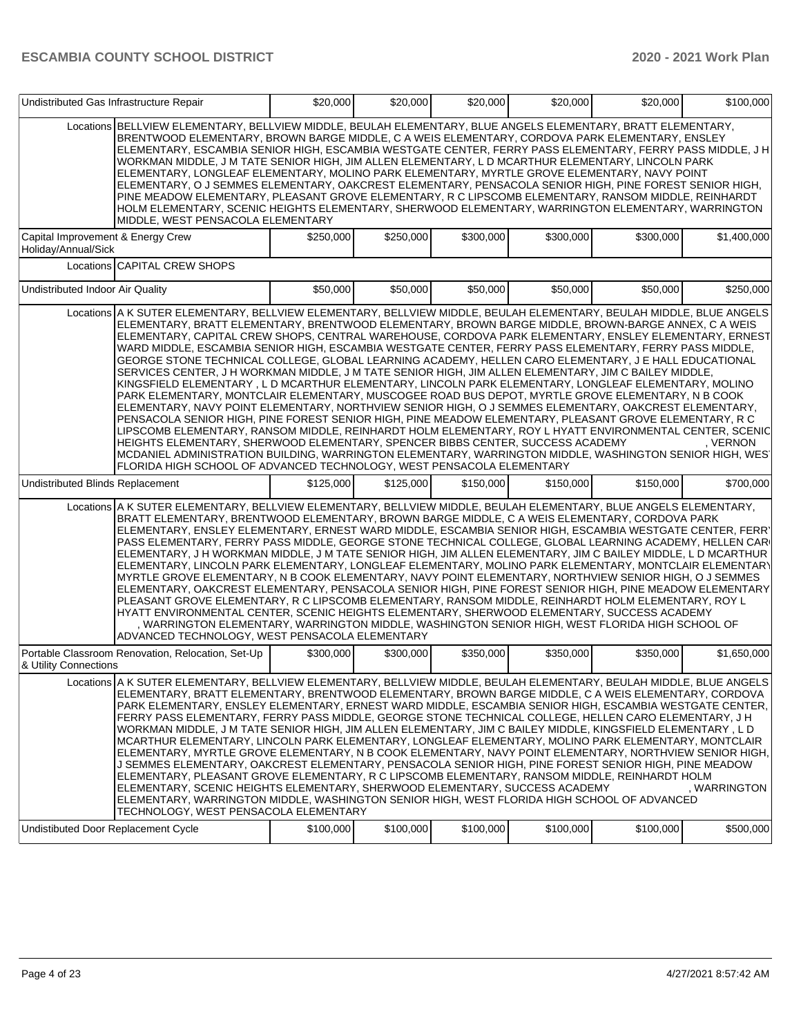| | | | | | | |
|---|---|---|---|---|---|---|
| Undistributed Gas Infrastructure Repair | | $20,000 | $20,000 | $20,000 | $20,000 | $20,000 | $100,000 |
| Locations | BELLVIEW ELEMENTARY, BELLVIEW MIDDLE, BEULAH ELEMENTARY, BLUE ANGELS ELEMENTARY, BRATT ELEMENTARY, BRENTWOOD ELEMENTARY, BROWN BARGE MIDDLE, C A WEIS ELEMENTARY, CORDOVA PARK ELEMENTARY, ENSLEY ELEMENTARY, ESCAMBIA SENIOR HIGH, ESCAMBIA WESTGATE CENTER, FERRY PASS ELEMENTARY, FERRY PASS MIDDLE, J H WORKMAN MIDDLE, J M TATE SENIOR HIGH, JIM ALLEN ELEMENTARY, L D MCARTHUR ELEMENTARY, LINCOLN PARK ELEMENTARY, LONGLEAF ELEMENTARY, MOLINO PARK ELEMENTARY, MYRTLE GROVE ELEMENTARY, NAVY POINT ELEMENTARY, O J SEMMES ELEMENTARY, OAKCREST ELEMENTARY, PENSACOLA SENIOR HIGH, PINE FOREST SENIOR HIGH, PINE MEADOW ELEMENTARY, PLEASANT GROVE ELEMENTARY, R C LIPSCOMB ELEMENTARY, RANSOM MIDDLE, REINHARDT HOLM ELEMENTARY, SCENIC HEIGHTS ELEMENTARY, SHERWOOD ELEMENTARY, WARRINGTON ELEMENTARY, WARRINGTON MIDDLE, WEST PENSACOLA ELEMENTARY | | | | | | |
| Capital Improvement & Energy Crew Holiday/Annual/Sick | | $250,000 | $250,000 | $300,000 | $300,000 | $300,000 | $1,400,000 |
| Locations | CAPITAL CREW SHOPS | | | | | | |
| Undistributed Indoor Air Quality | | $50,000 | $50,000 | $50,000 | $50,000 | $50,000 | $250,000 |
| Locations | A K SUTER ELEMENTARY, BELLVIEW ELEMENTARY, BELLVIEW MIDDLE, BEULAH ELEMENTARY, BEULAH MIDDLE, BLUE ANGELS ELEMENTARY, BRATT ELEMENTARY, BRENTWOOD ELEMENTARY, BROWN BARGE MIDDLE, BROWN-BARGE ANNEX, C A WEIS ELEMENTARY, CAPITAL CREW SHOPS, CENTRAL WAREHOUSE, CORDOVA PARK ELEMENTARY, ENSLEY ELEMENTARY, ERNEST WARD MIDDLE, ESCAMBIA SENIOR HIGH, ESCAMBIA WESTGATE CENTER, FERRY PASS ELEMENTARY, FERRY PASS MIDDLE, GEORGE STONE TECHNICAL COLLEGE, GLOBAL LEARNING ACADEMY, HELLEN CARO ELEMENTARY, J E HALL EDUCATIONAL SERVICES CENTER, J H WORKMAN MIDDLE, J M TATE SENIOR HIGH, JIM ALLEN ELEMENTARY, JIM C BAILEY MIDDLE, KINGSFIELD ELEMENTARY , L D MCARTHUR ELEMENTARY, LINCOLN PARK ELEMENTARY, LONGLEAF ELEMENTARY, MOLINO PARK ELEMENTARY, MONTCLAIR ELEMENTARY, MUSCOGEE ROAD BUS DEPOT, MYRTLE GROVE ELEMENTARY, N B COOK ELEMENTARY, NAVY POINT ELEMENTARY, NORTHVIEW SENIOR HIGH, O J SEMMES ELEMENTARY, OAKCREST ELEMENTARY, PENSACOLA SENIOR HIGH, PINE FOREST SENIOR HIGH, PINE MEADOW ELEMENTARY, PLEASANT GROVE ELEMENTARY, R C LIPSCOMB ELEMENTARY, RANSOM MIDDLE, REINHARDT HOLM ELEMENTARY, ROY L HYATT ENVIRONMENTAL CENTER, SCENIC HEIGHTS ELEMENTARY, SHERWOOD ELEMENTARY, SPENCER BIBBS CENTER, SUCCESS ACADEMY , VERNON MCDANIEL ADMINISTRATION BUILDING, WARRINGTON ELEMENTARY, WARRINGTON MIDDLE, WASHINGTON SENIOR HIGH, WEST FLORIDA HIGH SCHOOL OF ADVANCED TECHNOLOGY, WEST PENSACOLA ELEMENTARY | | | | | | |
| Undistributed Blinds Replacement | | $125,000 | $125,000 | $150,000 | $150,000 | $150,000 | $700,000 |
| Locations | A K SUTER ELEMENTARY, BELLVIEW ELEMENTARY, BELLVIEW MIDDLE, BEULAH ELEMENTARY, BLUE ANGELS ELEMENTARY, BRATT ELEMENTARY, BRENTWOOD ELEMENTARY, BROWN BARGE MIDDLE, C A WEIS ELEMENTARY, CORDOVA PARK ELEMENTARY, ENSLEY ELEMENTARY, ERNEST WARD MIDDLE, ESCAMBIA SENIOR HIGH, ESCAMBIA WESTGATE CENTER, FERRY PASS ELEMENTARY, FERRY PASS MIDDLE, GEORGE STONE TECHNICAL COLLEGE, GLOBAL LEARNING ACADEMY, HELLEN CARO ELEMENTARY, J H WORKMAN MIDDLE, J M TATE SENIOR HIGH, JIM ALLEN ELEMENTARY, JIM C BAILEY MIDDLE, L D MCARTHUR ELEMENTARY, LINCOLN PARK ELEMENTARY, LONGLEAF ELEMENTARY, MOLINO PARK ELEMENTARY, MONTCLAIR ELEMENTARY, MYRTLE GROVE ELEMENTARY, N B COOK ELEMENTARY, NAVY POINT ELEMENTARY, NORTHVIEW SENIOR HIGH, O J SEMMES ELEMENTARY, OAKCREST ELEMENTARY, PENSACOLA SENIOR HIGH, PINE FOREST SENIOR HIGH, PINE MEADOW ELEMENTARY, PLEASANT GROVE ELEMENTARY, R C LIPSCOMB ELEMENTARY, RANSOM MIDDLE, REINHARDT HOLM ELEMENTARY, ROY L HYATT ENVIRONMENTAL CENTER, SCENIC HEIGHTS ELEMENTARY, SHERWOOD ELEMENTARY, SUCCESS ACADEMY , WARRINGTON ELEMENTARY, WARRINGTON MIDDLE, WASHINGTON SENIOR HIGH, WEST FLORIDA HIGH SCHOOL OF ADVANCED TECHNOLOGY, WEST PENSACOLA ELEMENTARY | | | | | | |
| Portable Classroom Renovation, Relocation, Set-Up & Utility Connections | | $300,000 | $300,000 | $350,000 | $350,000 | $350,000 | $1,650,000 |
| Locations | A K SUTER ELEMENTARY, BELLVIEW ELEMENTARY, BELLVIEW MIDDLE, BEULAH ELEMENTARY, BEULAH MIDDLE, BLUE ANGELS ELEMENTARY, BRATT ELEMENTARY, BRENTWOOD ELEMENTARY, BROWN BARGE MIDDLE, C A WEIS ELEMENTARY, CORDOVA PARK ELEMENTARY, ENSLEY ELEMENTARY, ERNEST WARD MIDDLE, ESCAMBIA SENIOR HIGH, ESCAMBIA WESTGATE CENTER, FERRY PASS ELEMENTARY, FERRY PASS MIDDLE, GEORGE STONE TECHNICAL COLLEGE, HELLEN CARO ELEMENTARY, J H WORKMAN MIDDLE, J M TATE SENIOR HIGH, JIM ALLEN ELEMENTARY, JIM C BAILEY MIDDLE, KINGSFIELD ELEMENTARY , L D MCARTHUR ELEMENTARY, LINCOLN PARK ELEMENTARY, LONGLEAF ELEMENTARY, MOLINO PARK ELEMENTARY, MONTCLAIR ELEMENTARY, MYRTLE GROVE ELEMENTARY, N B COOK ELEMENTARY, NAVY POINT ELEMENTARY, NORTHVIEW SENIOR HIGH, O J SEMMES ELEMENTARY, OAKCREST ELEMENTARY, PENSACOLA SENIOR HIGH, PINE FOREST SENIOR HIGH, PINE MEADOW ELEMENTARY, PLEASANT GROVE ELEMENTARY, R C LIPSCOMB ELEMENTARY, RANSOM MIDDLE, REINHARDT HOLM ELEMENTARY, SCENIC HEIGHTS ELEMENTARY, SHERWOOD ELEMENTARY, SUCCESS ACADEMY , WARRINGTON ELEMENTARY, WARRINGTON MIDDLE, WASHINGTON SENIOR HIGH, WEST FLORIDA HIGH SCHOOL OF ADVANCED TECHNOLOGY, WEST PENSACOLA ELEMENTARY | | | | | | |
| Undistibuted Door Replacement Cycle | | $100,000 | $100,000 | $100,000 | $100,000 | $100,000 | $500,000 |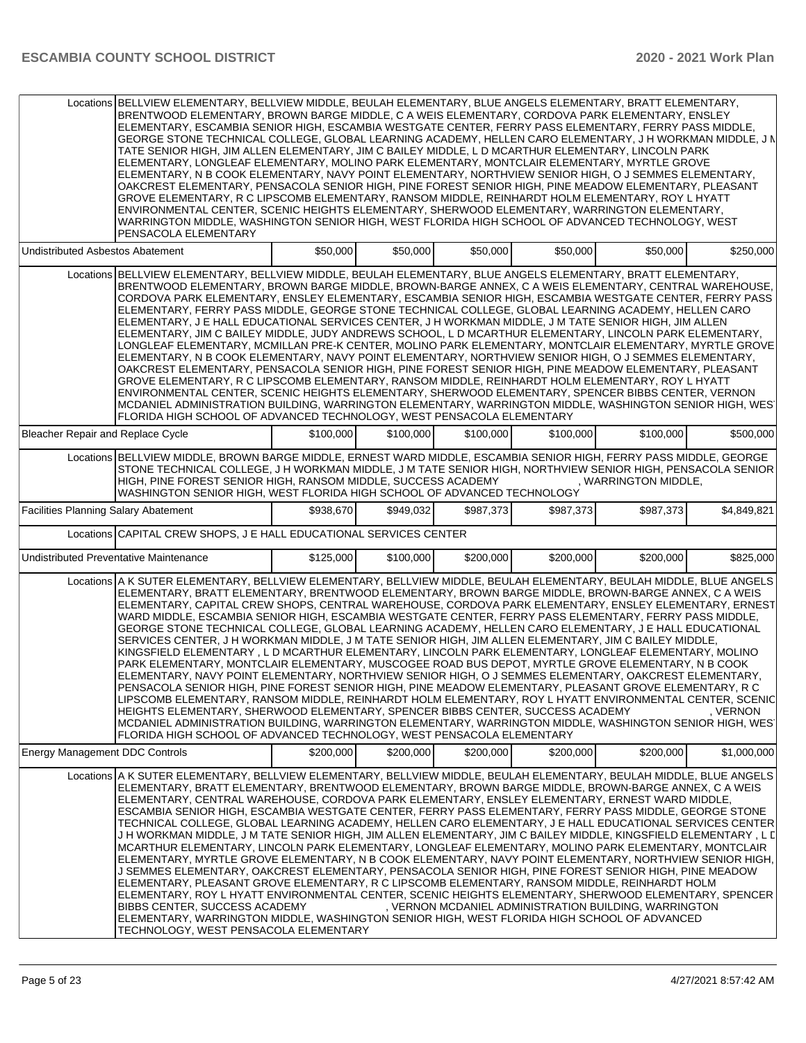| | | | | | | |
|---|---|---|---|---|---|---|
| Locations | BELLVIEW ELEMENTARY, BELLVIEW MIDDLE, BEULAH ELEMENTARY, BLUE ANGELS ELEMENTARY, BRATT ELEMENTARY, BRENTWOOD ELEMENTARY, BROWN BARGE MIDDLE, C A WEIS ELEMENTARY, CORDOVA PARK ELEMENTARY, ENSLEY ELEMENTARY, ESCAMBIA SENIOR HIGH, ESCAMBIA WESTGATE CENTER, FERRY PASS ELEMENTARY, FERRY PASS MIDDLE, GEORGE STONE TECHNICAL COLLEGE, GLOBAL LEARNING ACADEMY, HELLEN CARO ELEMENTARY, J H WORKMAN MIDDLE, J M TATE SENIOR HIGH, JIM ALLEN ELEMENTARY, JIM C BAILEY MIDDLE, L D MCARTHUR ELEMENTARY, LINCOLN PARK ELEMENTARY, LONGLEAF ELEMENTARY, MOLINO PARK ELEMENTARY, MONTCLAIR ELEMENTARY, MYRTLE GROVE ELEMENTARY, N B COOK ELEMENTARY, NAVY POINT ELEMENTARY, NORTHVIEW SENIOR HIGH, O J SEMMES ELEMENTARY, OAKCREST ELEMENTARY, PENSACOLA SENIOR HIGH, PINE FOREST SENIOR HIGH, PINE MEADOW ELEMENTARY, PLEASANT GROVE ELEMENTARY, R C LIPSCOMB ELEMENTARY, RANSOM MIDDLE, REINHARDT HOLM ELEMENTARY, ROY L HYATT ENVIRONMENTAL CENTER, SCENIC HEIGHTS ELEMENTARY, SHERWOOD ELEMENTARY, WARRINGTON ELEMENTARY, WARRINGTON MIDDLE, WASHINGTON SENIOR HIGH, WEST FLORIDA HIGH SCHOOL OF ADVANCED TECHNOLOGY, WEST PENSACOLA ELEMENTARY | | | | | |
| Undistributed Asbestos Abatement | | $50,000 | $50,000 | $50,000 | $50,000 | $50,000 | $250,000 |
| Locations | BELLVIEW ELEMENTARY, BELLVIEW MIDDLE, BEULAH ELEMENTARY, BLUE ANGELS ELEMENTARY, BRATT ELEMENTARY, BRENTWOOD ELEMENTARY, BROWN BARGE MIDDLE, BROWN-BARGE ANNEX, C A WEIS ELEMENTARY, CENTRAL WAREHOUSE, CORDOVA PARK ELEMENTARY, ENSLEY ELEMENTARY, ESCAMBIA SENIOR HIGH, ESCAMBIA WESTGATE CENTER, FERRY PASS ELEMENTARY, FERRY PASS MIDDLE, GEORGE STONE TECHNICAL COLLEGE, GLOBAL LEARNING ACADEMY, HELLEN CARO ELEMENTARY, J E HALL EDUCATIONAL SERVICES CENTER, J H WORKMAN MIDDLE, J M TATE SENIOR HIGH, JIM ALLEN ELEMENTARY, JIM C BAILEY MIDDLE, JUDY ANDREWS SCHOOL, L D MCARTHUR ELEMENTARY, LINCOLN PARK ELEMENTARY, LONGLEAF ELEMENTARY, MCMILLAN PRE-K CENTER, MOLINO PARK ELEMENTARY, MONTCLAIR ELEMENTARY, MYRTLE GROVE ELEMENTARY, N B COOK ELEMENTARY, NAVY POINT ELEMENTARY, NORTHVIEW SENIOR HIGH, O J SEMMES ELEMENTARY, OAKCREST ELEMENTARY, PENSACOLA SENIOR HIGH, PINE FOREST SENIOR HIGH, PINE MEADOW ELEMENTARY, PLEASANT GROVE ELEMENTARY, R C LIPSCOMB ELEMENTARY, RANSOM MIDDLE, REINHARDT HOLM ELEMENTARY, ROY L HYATT ENVIRONMENTAL CENTER, SCENIC HEIGHTS ELEMENTARY, SHERWOOD ELEMENTARY, SPENCER BIBBS CENTER, VERNON MCDANIEL ADMINISTRATION BUILDING, WARRINGTON ELEMENTARY, WARRINGTON MIDDLE, WASHINGTON SENIOR HIGH, WEST FLORIDA HIGH SCHOOL OF ADVANCED TECHNOLOGY, WEST PENSACOLA ELEMENTARY | | | | | |
| Bleacher Repair and Replace Cycle | | $100,000 | $100,000 | $100,000 | $100,000 | $100,000 | $500,000 |
| Locations | BELLVIEW MIDDLE, BROWN BARGE MIDDLE, ERNEST WARD MIDDLE, ESCAMBIA SENIOR HIGH, FERRY PASS MIDDLE, GEORGE STONE TECHNICAL COLLEGE, J H WORKMAN MIDDLE, J M TATE SENIOR HIGH, NORTHVIEW SENIOR HIGH, PENSACOLA SENIOR HIGH, PINE FOREST SENIOR HIGH, RANSOM MIDDLE, SUCCESS ACADEMY , WARRINGTON MIDDLE, WASHINGTON SENIOR HIGH, WEST FLORIDA HIGH SCHOOL OF ADVANCED TECHNOLOGY | | | | | |
| Facilities Planning Salary Abatement | | $938,670 | $949,032 | $987,373 | $987,373 | $987,373 | $4,849,821 |
| Locations | CAPITAL CREW SHOPS, J E HALL EDUCATIONAL SERVICES CENTER | | | | | |
| Undistributed Preventative Maintenance | | $125,000 | $100,000 | $200,000 | $200,000 | $200,000 | $825,000 |
| Locations | A K SUTER ELEMENTARY, BELLVIEW ELEMENTARY, BELLVIEW MIDDLE, BEULAH ELEMENTARY, BEULAH MIDDLE, BLUE ANGELS ELEMENTARY, BRATT ELEMENTARY, BRENTWOOD ELEMENTARY, BROWN BARGE MIDDLE, BROWN-BARGE ANNEX, C A WEIS ELEMENTARY, CAPITAL CREW SHOPS, CENTRAL WAREHOUSE, CORDOVA PARK ELEMENTARY, ENSLEY ELEMENTARY, ERNEST WARD MIDDLE, ESCAMBIA SENIOR HIGH, ESCAMBIA WESTGATE CENTER, FERRY PASS ELEMENTARY, FERRY PASS MIDDLE, GEORGE STONE TECHNICAL COLLEGE, GLOBAL LEARNING ACADEMY, HELLEN CARO ELEMENTARY, J E HALL EDUCATIONAL SERVICES CENTER, J H WORKMAN MIDDLE, J M TATE SENIOR HIGH, JIM ALLEN ELEMENTARY, JIM C BAILEY MIDDLE, KINGSFIELD ELEMENTARY , L D MCARTHUR ELEMENTARY, LINCOLN PARK ELEMENTARY, LONGLEAF ELEMENTARY, MOLINO PARK ELEMENTARY, MONTCLAIR ELEMENTARY, MUSCOGEE ROAD BUS DEPOT, MYRTLE GROVE ELEMENTARY, N B COOK ELEMENTARY, NAVY POINT ELEMENTARY, NORTHVIEW SENIOR HIGH, O J SEMMES ELEMENTARY, OAKCREST ELEMENTARY, PENSACOLA SENIOR HIGH, PINE FOREST SENIOR HIGH, PINE MEADOW ELEMENTARY, PLEASANT GROVE ELEMENTARY, R C LIPSCOMB ELEMENTARY, RANSOM MIDDLE, REINHARDT HOLM ELEMENTARY, ROY L HYATT ENVIRONMENTAL CENTER, SCENIC HEIGHTS ELEMENTARY, SHERWOOD ELEMENTARY, SPENCER BIBBS CENTER, SUCCESS ACADEMY , VERNON MCDANIEL ADMINISTRATION BUILDING, WARRINGTON ELEMENTARY, WARRINGTON MIDDLE, WASHINGTON SENIOR HIGH, WEST FLORIDA HIGH SCHOOL OF ADVANCED TECHNOLOGY, WEST PENSACOLA ELEMENTARY | | | | | |
| Energy Management DDC Controls | | $200,000 | $200,000 | $200,000 | $200,000 | $200,000 | $1,000,000 |
| Locations | A K SUTER ELEMENTARY, BELLVIEW ELEMENTARY, BELLVIEW MIDDLE, BEULAH ELEMENTARY, BEULAH MIDDLE, BLUE ANGELS ELEMENTARY, BRATT ELEMENTARY, BRENTWOOD ELEMENTARY, BROWN BARGE MIDDLE, BROWN-BARGE ANNEX, C A WEIS ELEMENTARY, CENTRAL WAREHOUSE, CORDOVA PARK ELEMENTARY, ENSLEY ELEMENTARY, ERNEST WARD MIDDLE, ESCAMBIA SENIOR HIGH, ESCAMBIA WESTGATE CENTER, FERRY PASS ELEMENTARY, FERRY PASS MIDDLE, GEORGE STONE TECHNICAL COLLEGE, GLOBAL LEARNING ACADEMY, HELLEN CARO ELEMENTARY, J E HALL EDUCATIONAL SERVICES CENTER, J H WORKMAN MIDDLE, J M TATE SENIOR HIGH, JIM ALLEN ELEMENTARY, JIM C BAILEY MIDDLE, KINGSFIELD ELEMENTARY , L D MCARTHUR ELEMENTARY, LINCOLN PARK ELEMENTARY, LONGLEAF ELEMENTARY, MOLINO PARK ELEMENTARY, MONTCLAIR ELEMENTARY, MYRTLE GROVE ELEMENTARY, N B COOK ELEMENTARY, NAVY POINT ELEMENTARY, NORTHVIEW SENIOR HIGH, O J SEMMES ELEMENTARY, OAKCREST ELEMENTARY, PENSACOLA SENIOR HIGH, PINE FOREST SENIOR HIGH, PINE MEADOW ELEMENTARY, PLEASANT GROVE ELEMENTARY, R C LIPSCOMB ELEMENTARY, RANSOM MIDDLE, REINHARDT HOLM ELEMENTARY, ROY L HYATT ENVIRONMENTAL CENTER, SCENIC HEIGHTS ELEMENTARY, SHERWOOD ELEMENTARY, SPENCER BIBBS CENTER, SUCCESS ACADEMY , VERNON MCDANIEL ADMINISTRATION BUILDING, WARRINGTON ELEMENTARY, WARRINGTON MIDDLE, WASHINGTON SENIOR HIGH, WEST FLORIDA HIGH SCHOOL OF ADVANCED TECHNOLOGY, WEST PENSACOLA ELEMENTARY | | | | | |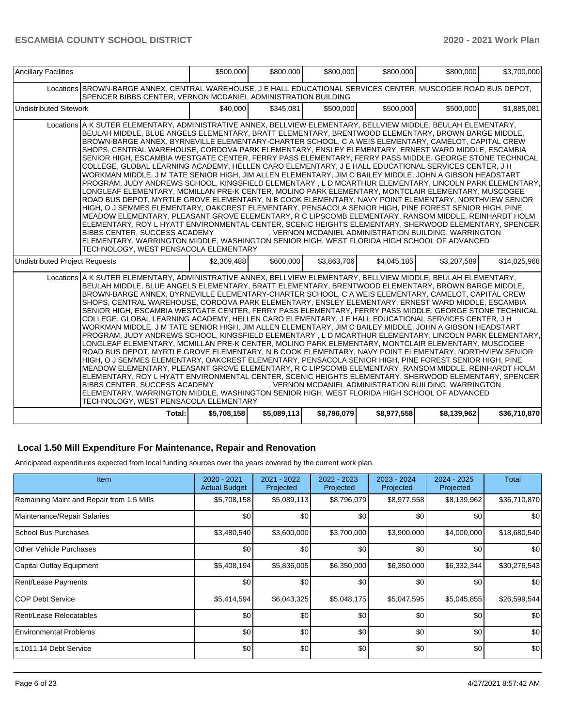| Ancillary Facilities | | $500,000 | $800,000 | $800,000 | $800,000 | $800,000 | $3,700,000 |
|---|---|---|---|---|---|---|---|
| | Locations | BROWN-BARGE ANNEX, CENTRAL WAREHOUSE, J E HALL EDUCATIONAL SERVICES CENTER, MUSCOGEE ROAD BUS DEPOT, SPENCER BIBBS CENTER, VERNON MCDANIEL ADMINISTRATION BUILDING | | | | | |
| Undistributed Sitework | | $40,000 | $345,081 | $500,000 | $500,000 | $500,000 | $1,885,081 |
| | Locations | A K SUTER ELEMENTARY, ADMINISTRATIVE ANNEX, BELLVIEW ELEMENTARY, BELLVIEW MIDDLE, BEULAH ELEMENTARY, BEULAH MIDDLE, BLUE ANGELS ELEMENTARY, BRATT ELEMENTARY, BRENTWOOD ELEMENTARY, BROWN BARGE MIDDLE, BROWN-BARGE ANNEX, BYRNEVILLE ELEMENTARY-CHARTER SCHOOL, C A WEIS ELEMENTARY, CAMELOT, CAPITAL CREW SHOPS, CENTRAL WAREHOUSE, CORDOVA PARK ELEMENTARY, ENSLEY ELEMENTARY, ERNEST WARD MIDDLE, ESCAMBIA SENIOR HIGH, ESCAMBIA WESTGATE CENTER, FERRY PASS ELEMENTARY, FERRY PASS MIDDLE, GEORGE STONE TECHNICAL COLLEGE, GLOBAL LEARNING ACADEMY, HELLEN CARO ELEMENTARY, J E HALL EDUCATIONAL SERVICES CENTER, J H WORKMAN MIDDLE, J M TATE SENIOR HIGH, JIM ALLEN ELEMENTARY, JIM C BAILEY MIDDLE, JOHN A GIBSON HEADSTART PROGRAM, JUDY ANDREWS SCHOOL, KINGSFIELD ELEMENTARY , L D MCARTHUR ELEMENTARY, LINCOLN PARK ELEMENTARY, LONGLEAF ELEMENTARY, MCMILLAN PRE-K CENTER, MOLINO PARK ELEMENTARY, MONTCLAIR ELEMENTARY, MUSCOGEE ROAD BUS DEPOT, MYRTLE GROVE ELEMENTARY, N B COOK ELEMENTARY, NAVY POINT ELEMENTARY, NORTHVIEW SENIOR HIGH, O J SEMMES ELEMENTARY, OAKCREST ELEMENTARY, PENSACOLA SENIOR HIGH, PINE FOREST SENIOR HIGH, PINE MEADOW ELEMENTARY, PLEASANT GROVE ELEMENTARY, R C LIPSCOMB ELEMENTARY, RANSOM MIDDLE, REINHARDT HOLM ELEMENTARY, ROY L HYATT ENVIRONMENTAL CENTER, SCENIC HEIGHTS ELEMENTARY, SHERWOOD ELEMENTARY, SPENCER BIBBS CENTER, SUCCESS ACADEMY , VERNON MCDANIEL ADMINISTRATION BUILDING, WARRINGTON ELEMENTARY, WARRINGTON MIDDLE, WASHINGTON SENIOR HIGH, WEST FLORIDA HIGH SCHOOL OF ADVANCED TECHNOLOGY, WEST PENSACOLA ELEMENTARY | | | | | |
| Undistributed Project Requests | | $2,309,488 | $600,000 | $3,863,706 | $4,045,185 | $3,207,589 | $14,025,968 |
| | Locations | A K SUTER ELEMENTARY, ADMINISTRATIVE ANNEX, BELLVIEW ELEMENTARY, BELLVIEW MIDDLE, BEULAH ELEMENTARY, BEULAH MIDDLE, BLUE ANGELS ELEMENTARY, BRATT ELEMENTARY, BRENTWOOD ELEMENTARY, BROWN BARGE MIDDLE, BROWN-BARGE ANNEX, BYRNEVILLE ELEMENTARY-CHARTER SCHOOL, C A WEIS ELEMENTARY, CAMELOT, CAPITAL CREW SHOPS, CENTRAL WAREHOUSE, CORDOVA PARK ELEMENTARY, ENSLEY ELEMENTARY, ERNEST WARD MIDDLE, ESCAMBIA SENIOR HIGH, ESCAMBIA WESTGATE CENTER, FERRY PASS ELEMENTARY, FERRY PASS MIDDLE, GEORGE STONE TECHNICAL COLLEGE, GLOBAL LEARNING ACADEMY, HELLEN CARO ELEMENTARY, J E HALL EDUCATIONAL SERVICES CENTER, J H WORKMAN MIDDLE, J M TATE SENIOR HIGH, JIM ALLEN ELEMENTARY, JIM C BAILEY MIDDLE, JOHN A GIBSON HEADSTART PROGRAM, JUDY ANDREWS SCHOOL, KINGSFIELD ELEMENTARY , L D MCARTHUR ELEMENTARY, LINCOLN PARK ELEMENTARY, LONGLEAF ELEMENTARY, MCMILLAN PRE-K CENTER, MOLINO PARK ELEMENTARY, MONTCLAIR ELEMENTARY, MUSCOGEE ROAD BUS DEPOT, MYRTLE GROVE ELEMENTARY, N B COOK ELEMENTARY, NAVY POINT ELEMENTARY, NORTHVIEW SENIOR HIGH, O J SEMMES ELEMENTARY, OAKCREST ELEMENTARY, PENSACOLA SENIOR HIGH, PINE FOREST SENIOR HIGH, PINE MEADOW ELEMENTARY, PLEASANT GROVE ELEMENTARY, R C LIPSCOMB ELEMENTARY, RANSOM MIDDLE, REINHARDT HOLM ELEMENTARY, ROY L HYATT ENVIRONMENTAL CENTER, SCENIC HEIGHTS ELEMENTARY, SHERWOOD ELEMENTARY, SPENCER BIBBS CENTER, SUCCESS ACADEMY , VERNON MCDANIEL ADMINISTRATION BUILDING, WARRINGTON ELEMENTARY, WARRINGTON MIDDLE, WASHINGTON SENIOR HIGH, WEST FLORIDA HIGH SCHOOL OF ADVANCED TECHNOLOGY, WEST PENSACOLA ELEMENTARY | | | | | |
| | Total: | $5,708,158 | $5,089,113 | $8,796,079 | $8,977,558 | $8,139,962 | $36,710,870 |

## Local 1.50 Mill Expenditure For Maintenance, Repair and Renovation

Anticipated expenditures expected from local funding sources over the years covered by the current work plan.

| Item | 2020 - 2021 Actual Budget | 2021 - 2022 Projected | 2022 - 2023 Projected | 2023 - 2024 Projected | 2024 - 2025 Projected | Total |
|---|---|---|---|---|---|---|
| Remaining Maint and Repair from 1.5 Mills | $5,708,158 | $5,089,113 | $8,796,079 | $8,977,558 | $8,139,962 | $36,710,870 |
| Maintenance/Repair Salaries | $0 | $0 | $0 | $0 | $0 | $0 |
| School Bus Purchases | $3,480,540 | $3,600,000 | $3,700,000 | $3,900,000 | $4,000,000 | $18,680,540 |
| Other Vehicle Purchases | $0 | $0 | $0 | $0 | $0 | $0 |
| Capital Outlay Equipment | $5,408,194 | $5,836,005 | $6,350,000 | $6,350,000 | $6,332,344 | $30,276,543 |
| Rent/Lease Payments | $0 | $0 | $0 | $0 | $0 | $0 |
| COP Debt Service | $5,414,594 | $6,043,325 | $5,048,175 | $5,047,595 | $5,045,855 | $26,599,544 |
| Rent/Lease Relocatables | $0 | $0 | $0 | $0 | $0 | $0 |
| Environmental Problems | $0 | $0 | $0 | $0 | $0 | $0 |
| s.1011.14 Debt Service | $0 | $0 | $0 | $0 | $0 | $0 |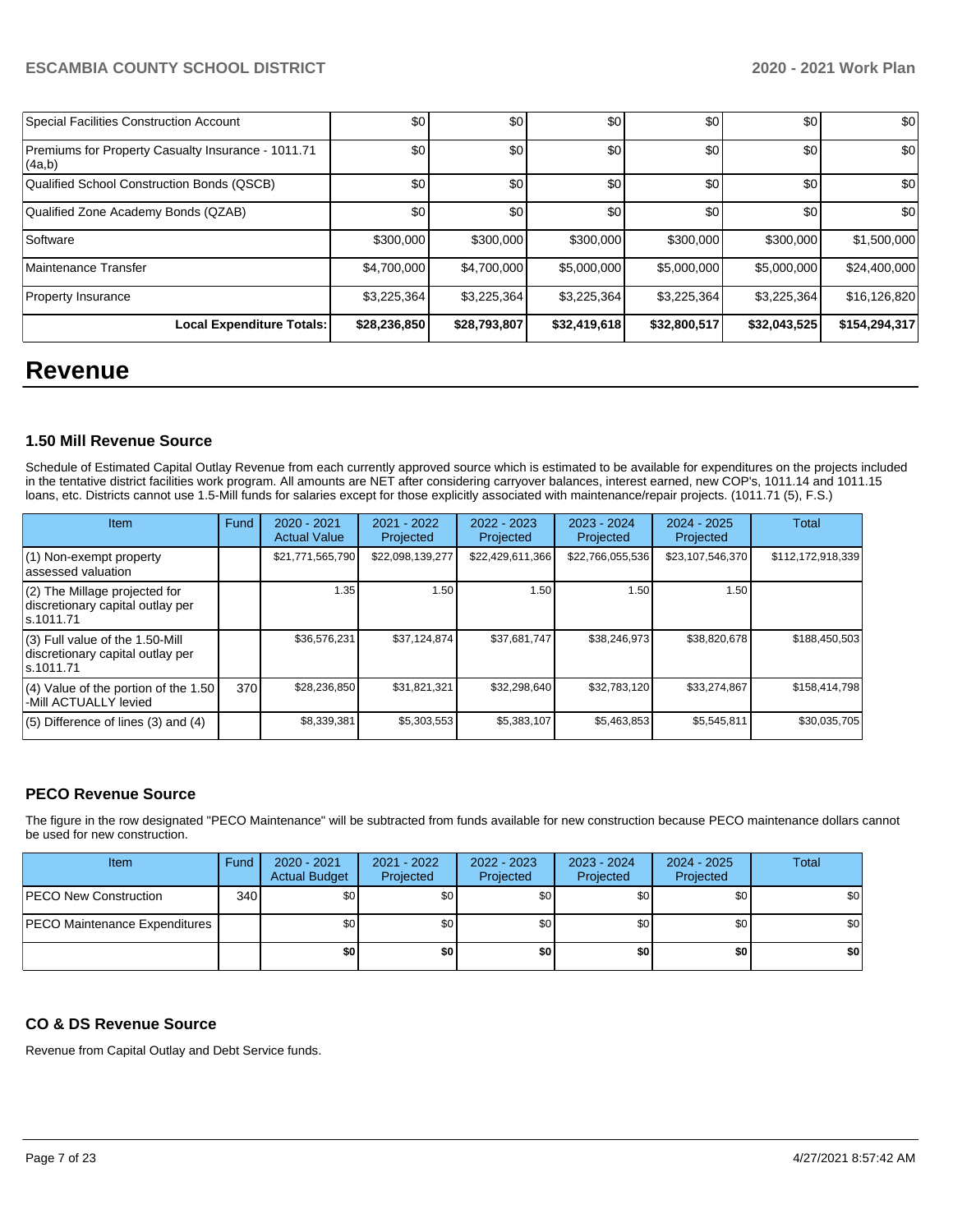| Special Facilities Construction Account | $0 | $0 | $0 | $0 | $0 | $0 |
|---|---|---|---|---|---|---|
| Premiums for Property Casualty Insurance - 1011.71 (4a,b) | $0 | $0 | $0 | $0 | $0 | $0 |
| Qualified School Construction Bonds (QSCB) | $0 | $0 | $0 | $0 | $0 | $0 |
| Qualified Zone Academy Bonds (QZAB) | $0 | $0 | $0 | $0 | $0 | $0 |
| Software | $300,000 | $300,000 | $300,000 | $300,000 | $300,000 | $1,500,000 |
| Maintenance Transfer | $4,700,000 | $4,700,000 | $5,000,000 | $5,000,000 | $5,000,000 | $24,400,000 |
| Property Insurance | $3,225,364 | $3,225,364 | $3,225,364 | $3,225,364 | $3,225,364 | $16,126,820 |
| **Local Expenditure Totals:** | **$28,236,850** | **$28,793,807** | **$32,419,618** | **$32,800,517** | **$32,043,525** | **$154,294,317** |

# Revenue

### 1.50 Mill Revenue Source

Schedule of Estimated Capital Outlay Revenue from each currently approved source which is estimated to be available for expenditures on the projects included in the tentative district facilities work program. All amounts are NET after considering carryover balances, interest earned, new COP's, 1011.14 and 1011.15 loans, etc. Districts cannot use 1.5-Mill funds for salaries except for those explicitly associated with maintenance/repair projects. (1011.71 (5), F.S.)

| Item | Fund | 2020 - 2021 Actual Value | 2021 - 2022 Projected | 2022 - 2023 Projected | 2023 - 2024 Projected | 2024 - 2025 Projected | Total |
|---|---|---|---|---|---|---|---|
| (1) Non-exempt property assessed valuation | | $21,771,565,790 | $22,098,139,277 | $22,429,611,366 | $22,766,055,536 | $23,107,546,370 | $112,172,918,339 |
| (2) The Millage projected for discretionary capital outlay per s.1011.71 | | 1.35 | 1.50 | 1.50 | 1.50 | 1.50 | |
| (3) Full value of the 1.50-Mill discretionary capital outlay per s.1011.71 | | $36,576,231 | $37,124,874 | $37,681,747 | $38,246,973 | $38,820,678 | $188,450,503 |
| (4) Value of the portion of the 1.50 -Mill ACTUALLY levied | 370 | $28,236,850 | $31,821,321 | $32,298,640 | $32,783,120 | $33,274,867 | $158,414,798 |
| (5) Difference of lines (3) and (4) | | $8,339,381 | $5,303,553 | $5,383,107 | $5,463,853 | $5,545,811 | $30,035,705 |

### PECO Revenue Source

The figure in the row designated "PECO Maintenance" will be subtracted from funds available for new construction because PECO maintenance dollars cannot be used for new construction.

| Item | Fund | 2020 - 2021 Actual Budget | 2021 - 2022 Projected | 2022 - 2023 Projected | 2023 - 2024 Projected | 2024 - 2025 Projected | Total |
|---|---|---|---|---|---|---|---|
| PECO New Construction | 340 | $0 | $0 | $0 | $0 | $0 | $0 |
| PECO Maintenance Expenditures | | $0 | $0 | $0 | $0 | $0 | $0 |
| | | **$0** | **$0** | **$0** | **$0** | **$0** | **$0** |

### CO & DS Revenue Source

Revenue from Capital Outlay and Debt Service funds.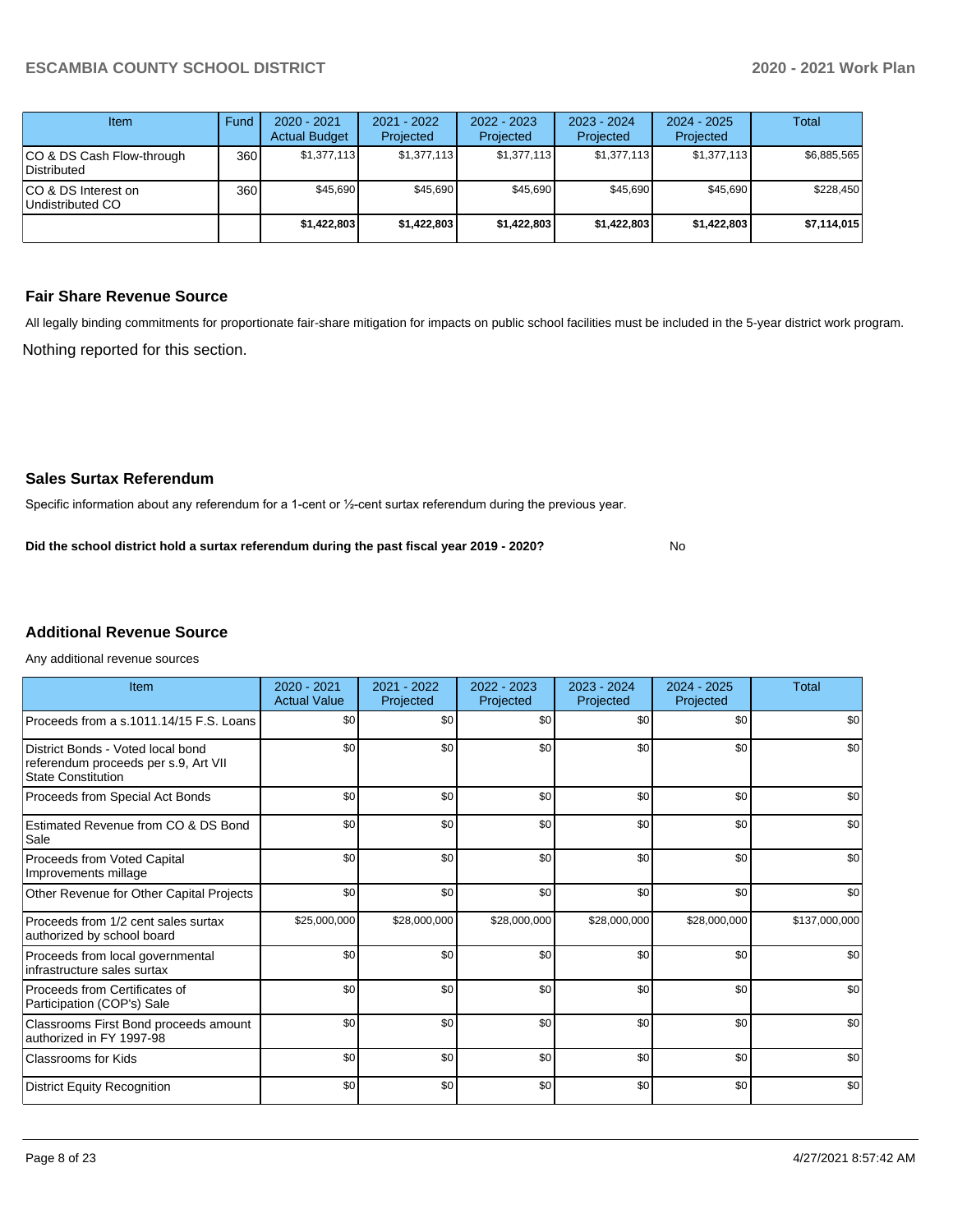| Item | Fund | 2020 - 2021 Actual Budget | 2021 - 2022 Projected | 2022 - 2023 Projected | 2023 - 2024 Projected | 2024 - 2025 Projected | Total |
|---|---|---|---|---|---|---|---|
| CO & DS Cash Flow-through Distributed | 360 | $1,377,113 | $1,377,113 | $1,377,113 | $1,377,113 | $1,377,113 | $6,885,565 |
| CO & DS Interest on Undistributed CO | 360 | $45,690 | $45,690 | $45,690 | $45,690 | $45,690 | $228,450 |
| | | **$1,422,803** | **$1,422,803** | **$1,422,803** | **$1,422,803** | **$1,422,803** | **$7,114,015** |

## Fair Share Revenue Source

All legally binding commitments for proportionate fair-share mitigation for impacts on public school facilities must be included in the 5-year district work program.

Nothing reported for this section.

## Sales Surtax Referendum

Specific information about any referendum for a 1-cent or ½-cent surtax referendum during the previous year.

**Did the school district hold a surtax referendum during the past fiscal year 2019 - 2020?** No

## Additional Revenue Source

Any additional revenue sources

| Item | 2020 - 2021 Actual Value | 2021 - 2022 Projected | 2022 - 2023 Projected | 2023 - 2024 Projected | 2024 - 2025 Projected | Total |
|---|---|---|---|---|---|---|
| Proceeds from a s.1011.14/15 F.S. Loans | $0 | $0 | $0 | $0 | $0 | $0 |
| District Bonds - Voted local bond referendum proceeds per s.9, Art VII State Constitution | $0 | $0 | $0 | $0 | $0 | $0 |
| Proceeds from Special Act Bonds | $0 | $0 | $0 | $0 | $0 | $0 |
| Estimated Revenue from CO & DS Bond Sale | $0 | $0 | $0 | $0 | $0 | $0 |
| Proceeds from Voted Capital Improvements millage | $0 | $0 | $0 | $0 | $0 | $0 |
| Other Revenue for Other Capital Projects | $0 | $0 | $0 | $0 | $0 | $0 |
| Proceeds from 1/2 cent sales surtax authorized by school board | $25,000,000 | $28,000,000 | $28,000,000 | $28,000,000 | $28,000,000 | $137,000,000 |
| Proceeds from local governmental infrastructure sales surtax | $0 | $0 | $0 | $0 | $0 | $0 |
| Proceeds from Certificates of Participation (COP's) Sale | $0 | $0 | $0 | $0 | $0 | $0 |
| Classrooms First Bond proceeds amount authorized in FY 1997-98 | $0 | $0 | $0 | $0 | $0 | $0 |
| Classrooms for Kids | $0 | $0 | $0 | $0 | $0 | $0 |
| District Equity Recognition | $0 | $0 | $0 | $0 | $0 | $0 |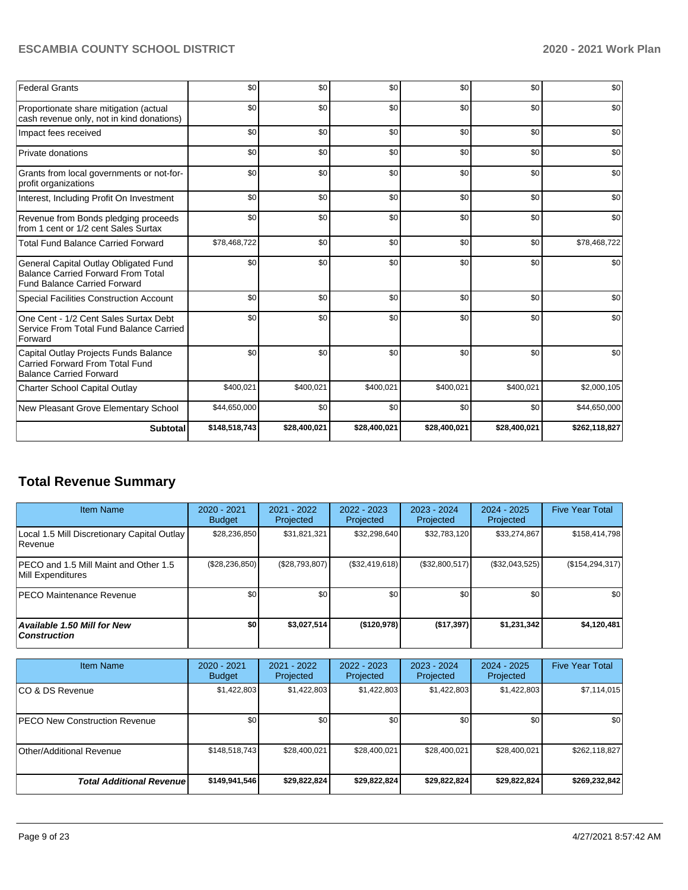| | | | | | | |
|---|---|---|---|---|---|---|
| Federal Grants | $0 | $0 | $0 | $0 | $0 | $0 |
| Proportionate share mitigation (actual cash revenue only, not in kind donations) | $0 | $0 | $0 | $0 | $0 | $0 |
| Impact fees received | $0 | $0 | $0 | $0 | $0 | $0 |
| Private donations | $0 | $0 | $0 | $0 | $0 | $0 |
| Grants from local governments or not-for-profit organizations | $0 | $0 | $0 | $0 | $0 | $0 |
| Interest, Including Profit On Investment | $0 | $0 | $0 | $0 | $0 | $0 |
| Revenue from Bonds pledging proceeds from 1 cent or 1/2 cent Sales Surtax | $0 | $0 | $0 | $0 | $0 | $0 |
| Total Fund Balance Carried Forward | $78,468,722 | $0 | $0 | $0 | $0 | $78,468,722 |
| General Capital Outlay Obligated Fund Balance Carried Forward From Total Fund Balance Carried Forward | $0 | $0 | $0 | $0 | $0 | $0 |
| Special Facilities Construction Account | $0 | $0 | $0 | $0 | $0 | $0 |
| One Cent - 1/2 Cent Sales Surtax Debt Service From Total Fund Balance Carried Forward | $0 | $0 | $0 | $0 | $0 | $0 |
| Capital Outlay Projects Funds Balance Carried Forward From Total Fund Balance Carried Forward | $0 | $0 | $0 | $0 | $0 | $0 |
| Charter School Capital Outlay | $400,021 | $400,021 | $400,021 | $400,021 | $400,021 | $2,000,105 |
| New Pleasant Grove Elementary School | $44,650,000 | $0 | $0 | $0 | $0 | $44,650,000 |
| **Subtotal** | **$148,518,743** | **$28,400,021** | **$28,400,021** | **$28,400,021** | **$28,400,021** | **$262,118,827** |

## Total Revenue Summary

| Item Name | 2020 - 2021 Budget | 2021 - 2022 Projected | 2022 - 2023 Projected | 2023 - 2024 Projected | 2024 - 2025 Projected | Five Year Total |
|---|---|---|---|---|---|---|
| Local 1.5 Mill Discretionary Capital Outlay Revenue | $28,236,850 | $31,821,321 | $32,298,640 | $32,783,120 | $33,274,867 | $158,414,798 |
| PECO and 1.5 Mill Maint and Other 1.5 Mill Expenditures | ($28,236,850) | ($28,793,807) | ($32,419,618) | ($32,800,517) | ($32,043,525) | ($154,294,317) |
| PECO Maintenance Revenue | $0 | $0 | $0 | $0 | $0 | $0 |
| ***Available 1.50 Mill for New Construction*** | **$0** | **$3,027,514** | **($120,978)** | **($17,397)** | **$1,231,342** | **$4,120,481** |

| Item Name | 2020 - 2021 Budget | 2021 - 2022 Projected | 2022 - 2023 Projected | 2023 - 2024 Projected | 2024 - 2025 Projected | Five Year Total |
|---|---|---|---|---|---|---|
| CO & DS Revenue | $1,422,803 | $1,422,803 | $1,422,803 | $1,422,803 | $1,422,803 | $7,114,015 |
| PECO New Construction Revenue | $0 | $0 | $0 | $0 | $0 | $0 |
| Other/Additional Revenue | $148,518,743 | $28,400,021 | $28,400,021 | $28,400,021 | $28,400,021 | $262,118,827 |
| ***Total Additional Revenue*** | **$149,941,546** | **$29,822,824** | **$29,822,824** | **$29,822,824** | **$29,822,824** | **$269,232,842** |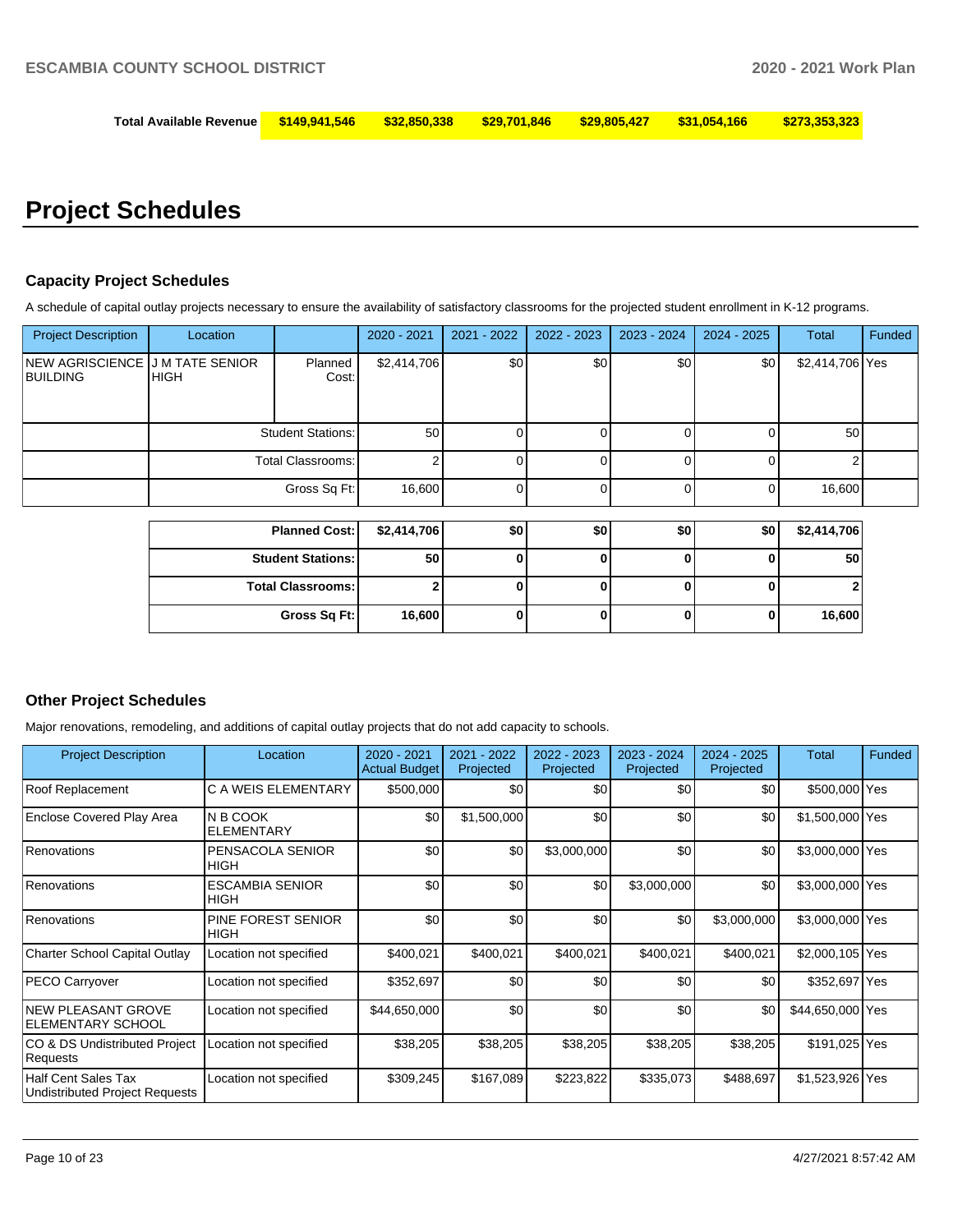| Total Available Revenue | $149,941,546 | $32,850,338 | $29,701,846 | $29,805,427 | $31,054,166 | $273,353,323 |
|---|---|---|---|---|---|---|

# Project Schedules

### Capacity Project Schedules

A schedule of capital outlay projects necessary to ensure the availability of satisfactory classrooms for the projected student enrollment in K-12 programs.

| Project Description | Location | | 2020 - 2021 | 2021 - 2022 | 2022 - 2023 | 2023 - 2024 | 2024 - 2025 | Total | Funded |
|---|---|---|---|---|---|---|---|---|---|
| NEW AGRISCIENCE BUILDING | J M TATE SENIOR HIGH | Planned Cost: | $2,414,706 | $0 | $0 | $0 | $0 | $2,414,706 | Yes |
| | | Student Stations: | 50 | 0 | 0 | 0 | 0 | 50 | |
| | | Total Classrooms: | 2 | 0 | 0 | 0 | 0 | 2 | |
| | | Gross Sq Ft: | 16,600 | 0 | 0 | 0 | 0 | 16,600 | |

| | | | | | | |
|---|---|---|---|---|---|---|
| **Planned Cost:** | **$2,414,706** | **$0** | **$0** | **$0** | **$0** | **$2,414,706** |
| **Student Stations:** | **50** | **0** | **0** | **0** | **0** | **50** |
| **Total Classrooms:** | **2** | **0** | **0** | **0** | **0** | **2** |
| **Gross Sq Ft:** | **16,600** | **0** | **0** | **0** | **0** | **16,600** |

### Other Project Schedules

Major renovations, remodeling, and additions of capital outlay projects that do not add capacity to schools.

| Project Description | Location | 2020 - 2021 Actual Budget | 2021 - 2022 Projected | 2022 - 2023 Projected | 2023 - 2024 Projected | 2024 - 2025 Projected | Total | Funded |
|---|---|---|---|---|---|---|---|---|
| Roof Replacement | C A WEIS ELEMENTARY | $500,000 | $0 | $0 | $0 | $0 | $500,000 | Yes |
| Enclose Covered Play Area | N B COOK ELEMENTARY | $0 | $1,500,000 | $0 | $0 | $0 | $1,500,000 | Yes |
| Renovations | PENSACOLA SENIOR HIGH | $0 | $0 | $3,000,000 | $0 | $0 | $3,000,000 | Yes |
| Renovations | ESCAMBIA SENIOR HIGH | $0 | $0 | $0 | $3,000,000 | $0 | $3,000,000 | Yes |
| Renovations | PINE FOREST SENIOR HIGH | $0 | $0 | $0 | $0 | $3,000,000 | $3,000,000 | Yes |
| Charter School Capital Outlay | Location not specified | $400,021 | $400,021 | $400,021 | $400,021 | $400,021 | $2,000,105 | Yes |
| PECO Carryover | Location not specified | $352,697 | $0 | $0 | $0 | $0 | $352,697 | Yes |
| NEW PLEASANT GROVE ELEMENTARY SCHOOL | Location not specified | $44,650,000 | $0 | $0 | $0 | $0 | $44,650,000 | Yes |
| CO & DS Undistributed Project Requests | Location not specified | $38,205 | $38,205 | $38,205 | $38,205 | $38,205 | $191,025 | Yes |
| Half Cent Sales Tax Undistributed Project Requests | Location not specified | $309,245 | $167,089 | $223,822 | $335,073 | $488,697 | $1,523,926 | Yes |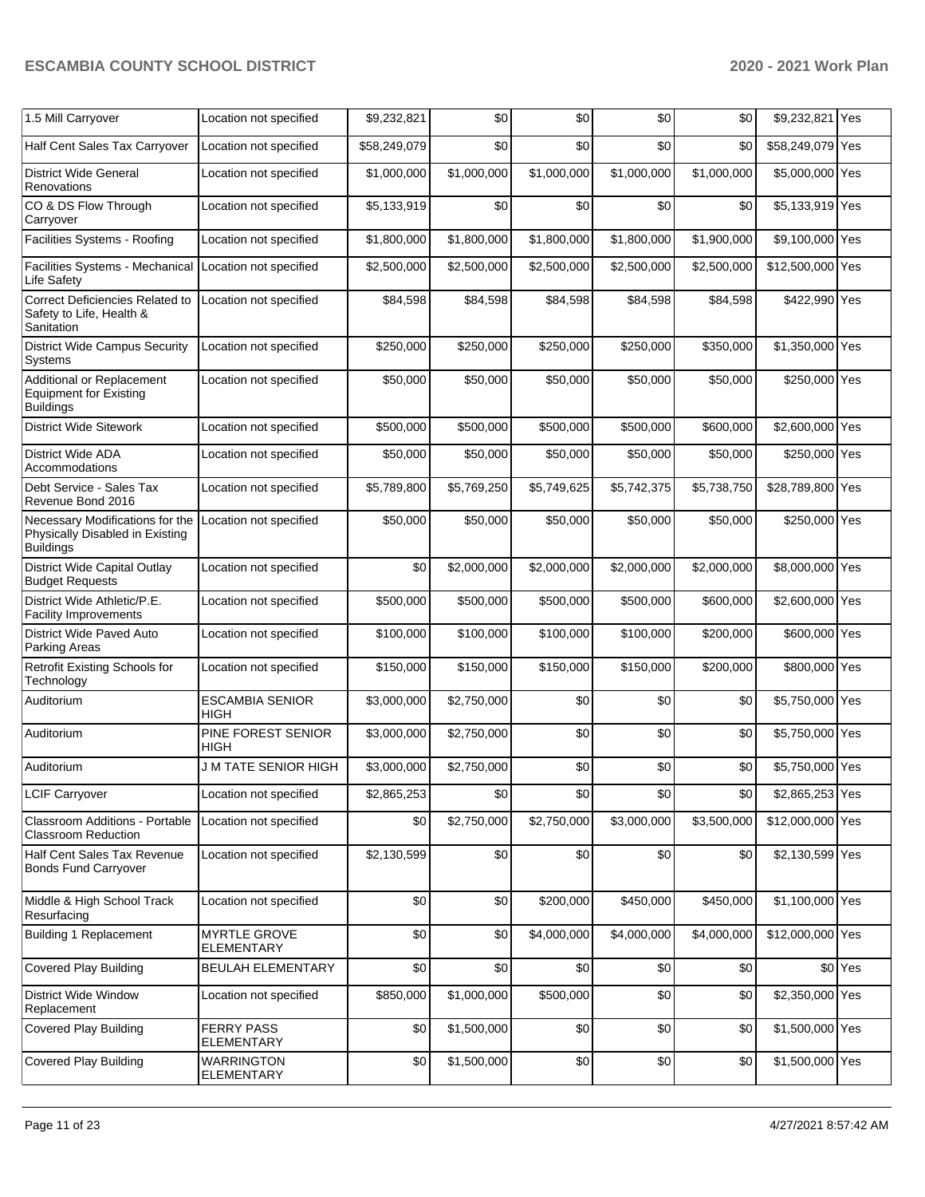| 1.5 Mill Carryover | Location not specified | $9,232,821 | $0 | $0 | $0 | $0 | $9,232,821 | Yes |
|---|---|---|---|---|---|---|---|---|
| Half Cent Sales Tax Carryover | Location not specified | $58,249,079 | $0 | $0 | $0 | $0 | $58,249,079 | Yes |
| District Wide General Renovations | Location not specified | $1,000,000 | $1,000,000 | $1,000,000 | $1,000,000 | $1,000,000 | $5,000,000 | Yes |
| CO & DS Flow Through Carryover | Location not specified | $5,133,919 | $0 | $0 | $0 | $0 | $5,133,919 | Yes |
| Facilities Systems - Roofing | Location not specified | $1,800,000 | $1,800,000 | $1,800,000 | $1,800,000 | $1,900,000 | $9,100,000 | Yes |
| Facilities Systems - Mechanical Life Safety | Location not specified | $2,500,000 | $2,500,000 | $2,500,000 | $2,500,000 | $2,500,000 | $12,500,000 | Yes |
| Correct Deficiencies Related to Safety to Life, Health & Sanitation | Location not specified | $84,598 | $84,598 | $84,598 | $84,598 | $84,598 | $422,990 | Yes |
| District Wide Campus Security Systems | Location not specified | $250,000 | $250,000 | $250,000 | $250,000 | $350,000 | $1,350,000 | Yes |
| Additional or Replacement Equipment for Existing Buildings | Location not specified | $50,000 | $50,000 | $50,000 | $50,000 | $50,000 | $250,000 | Yes |
| District Wide Sitework | Location not specified | $500,000 | $500,000 | $500,000 | $500,000 | $600,000 | $2,600,000 | Yes |
| District Wide ADA Accommodations | Location not specified | $50,000 | $50,000 | $50,000 | $50,000 | $50,000 | $250,000 | Yes |
| Debt Service - Sales Tax Revenue Bond 2016 | Location not specified | $5,789,800 | $5,769,250 | $5,749,625 | $5,742,375 | $5,738,750 | $28,789,800 | Yes |
| Necessary Modifications for the Physically Disabled in Existing Buildings | Location not specified | $50,000 | $50,000 | $50,000 | $50,000 | $50,000 | $250,000 | Yes |
| District Wide Capital Outlay Budget Requests | Location not specified | $0 | $2,000,000 | $2,000,000 | $2,000,000 | $2,000,000 | $8,000,000 | Yes |
| District Wide Athletic/P.E. Facility Improvements | Location not specified | $500,000 | $500,000 | $500,000 | $500,000 | $600,000 | $2,600,000 | Yes |
| District Wide Paved Auto Parking Areas | Location not specified | $100,000 | $100,000 | $100,000 | $100,000 | $200,000 | $600,000 | Yes |
| Retrofit Existing Schools for Technology | Location not specified | $150,000 | $150,000 | $150,000 | $150,000 | $200,000 | $800,000 | Yes |
| Auditorium | ESCAMBIA SENIOR HIGH | $3,000,000 | $2,750,000 | $0 | $0 | $0 | $5,750,000 | Yes |
| Auditorium | PINE FOREST SENIOR HIGH | $3,000,000 | $2,750,000 | $0 | $0 | $0 | $5,750,000 | Yes |
| Auditorium | J M TATE SENIOR HIGH | $3,000,000 | $2,750,000 | $0 | $0 | $0 | $5,750,000 | Yes |
| LCIF Carryover | Location not specified | $2,865,253 | $0 | $0 | $0 | $0 | $2,865,253 | Yes |
| Classroom Additions - Portable Classroom Reduction | Location not specified | $0 | $2,750,000 | $2,750,000 | $3,000,000 | $3,500,000 | $12,000,000 | Yes |
| Half Cent Sales Tax Revenue Bonds Fund Carryover | Location not specified | $2,130,599 | $0 | $0 | $0 | $0 | $2,130,599 | Yes |
| Middle & High School Track Resurfacing | Location not specified | $0 | $0 | $200,000 | $450,000 | $450,000 | $1,100,000 | Yes |
| Building 1 Replacement | MYRTLE GROVE ELEMENTARY | $0 | $0 | $4,000,000 | $4,000,000 | $4,000,000 | $12,000,000 | Yes |
| Covered Play Building | BEULAH ELEMENTARY | $0 | $0 | $0 | $0 | $0 | $0 | Yes |
| District Wide Window Replacement | Location not specified | $850,000 | $1,000,000 | $500,000 | $0 | $0 | $2,350,000 | Yes |
| Covered Play Building | FERRY PASS ELEMENTARY | $0 | $1,500,000 | $0 | $0 | $0 | $1,500,000 | Yes |
| Covered Play Building | WARRINGTON ELEMENTARY | $0 | $1,500,000 | $0 | $0 | $0 | $1,500,000 | Yes |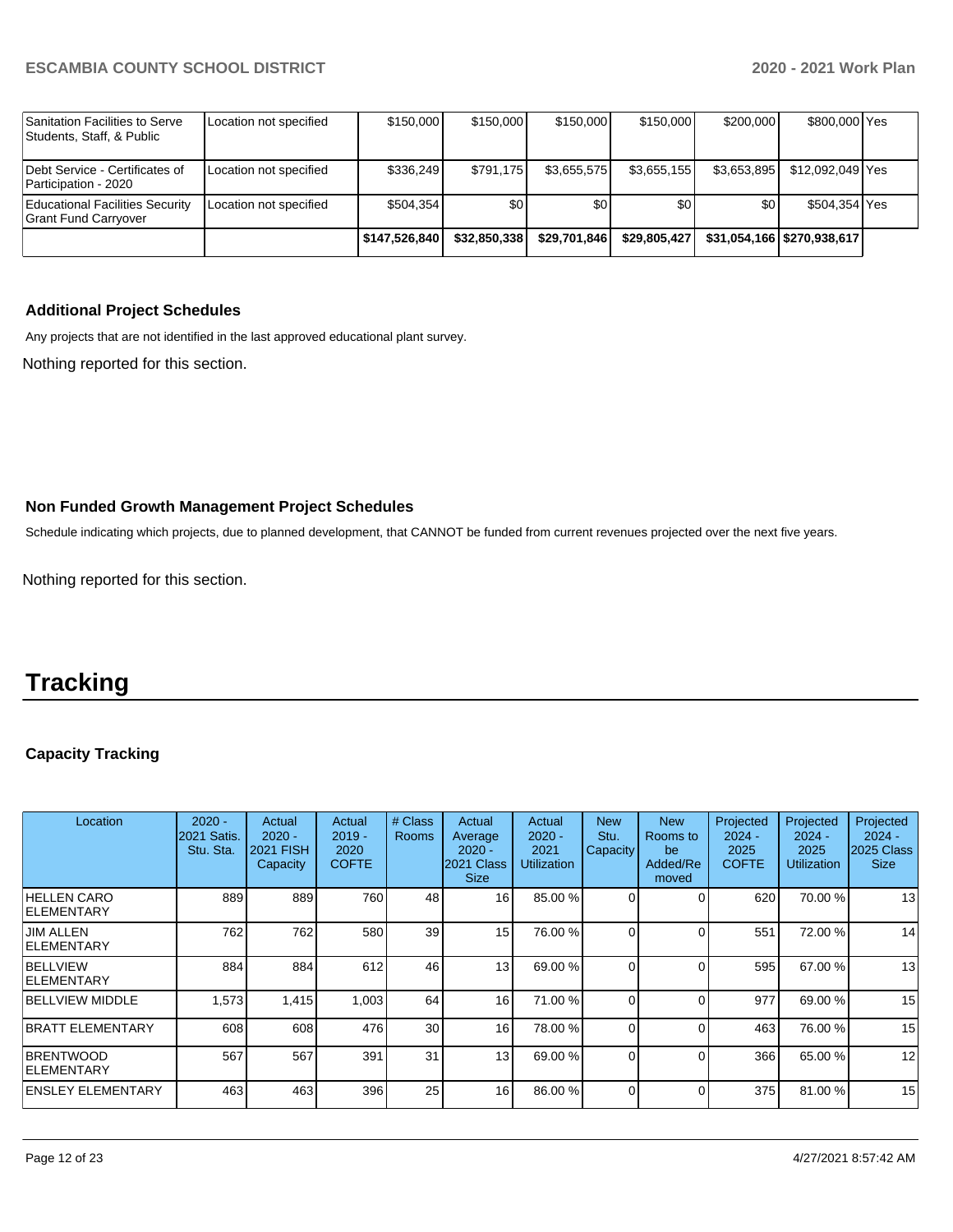| | | | | | | | | |
|---|---|---|---|---|---|---|---|---|
| Sanitation Facilities to Serve Students, Staff, & Public | Location not specified | $150,000 | $150,000 | $150,000 | $150,000 | $200,000 | $800,000 | Yes |
| Debt Service - Certificates of Participation - 2020 | Location not specified | $336,249 | $791,175 | $3,655,575 | $3,655,155 | $3,653,895 | $12,092,049 | Yes |
| Educational Facilities Security Grant Fund Carryover | Location not specified | $504,354 | $0 | $0 | $0 | $0 | $504,354 | Yes |
| | | $147,526,840 | $32,850,338 | $29,701,846 | $29,805,427 | $31,054,166 | $270,938,617 | |

### Additional Project Schedules

Any projects that are not identified in the last approved educational plant survey.

Nothing reported for this section.

### Non Funded Growth Management Project Schedules

Schedule indicating which projects, due to planned development, that CANNOT be funded from current revenues projected over the next five years.

Nothing reported for this section.

# Tracking

### Capacity Tracking

| Location | 2020 - 2021 Satis. Stu. Sta. | Actual 2020 - 2021 FISH Capacity | Actual 2019 - 2020 COFTE | # Class Rooms | Actual Average 2020 - 2021 Class Size | Actual 2020 - 2021 Utilization | New Stu. Capacity | New Rooms to be Added/Removed | Projected 2024 - 2025 COFTE | Projected 2024 - 2025 Utilization | Projected 2024 - 2025 Class Size |
|---|---|---|---|---|---|---|---|---|---|---|---|
| HELLEN CARO ELEMENTARY | 889 | 889 | 760 | 48 | 16 | 85.00 % | 0 | 0 | 620 | 70.00 % | 13 |
| JIM ALLEN ELEMENTARY | 762 | 762 | 580 | 39 | 15 | 76.00 % | 0 | 0 | 551 | 72.00 % | 14 |
| BELLVIEW ELEMENTARY | 884 | 884 | 612 | 46 | 13 | 69.00 % | 0 | 0 | 595 | 67.00 % | 13 |
| BELLVIEW MIDDLE | 1,573 | 1,415 | 1,003 | 64 | 16 | 71.00 % | 0 | 0 | 977 | 69.00 % | 15 |
| BRATT ELEMENTARY | 608 | 608 | 476 | 30 | 16 | 78.00 % | 0 | 0 | 463 | 76.00 % | 15 |
| BRENTWOOD ELEMENTARY | 567 | 567 | 391 | 31 | 13 | 69.00 % | 0 | 0 | 366 | 65.00 % | 12 |
| ENSLEY ELEMENTARY | 463 | 463 | 396 | 25 | 16 | 86.00 % | 0 | 0 | 375 | 81.00 % | 15 |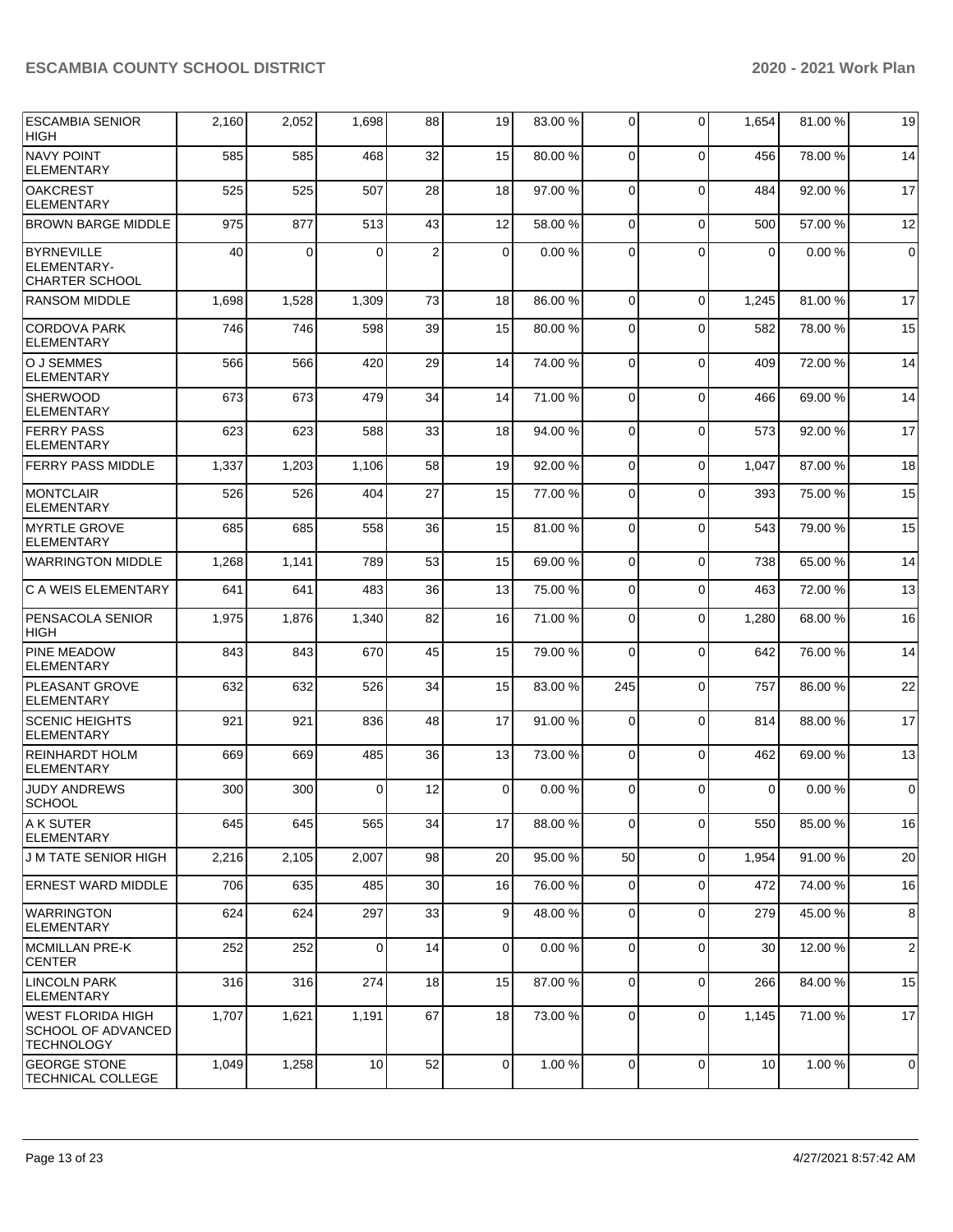| | | | | | | | | | | |
|---|---|---|---|---|---|---|---|---|---|---|
| ESCAMBIA SENIOR HIGH | 2,160 | 2,052 | 1,698 | 88 | 19 | 83.00 % | 0 | 0 | 1,654 | 81.00 % | 19 |
| NAVY POINT ELEMENTARY | 585 | 585 | 468 | 32 | 15 | 80.00 % | 0 | 0 | 456 | 78.00 % | 14 |
| OAKCREST ELEMENTARY | 525 | 525 | 507 | 28 | 18 | 97.00 % | 0 | 0 | 484 | 92.00 % | 17 |
| BROWN BARGE MIDDLE | 975 | 877 | 513 | 43 | 12 | 58.00 % | 0 | 0 | 500 | 57.00 % | 12 |
| BYRNEVILLE ELEMENTARY-CHARTER SCHOOL | 40 | 0 | 0 | 2 | 0 | 0.00 % | 0 | 0 | 0 | 0.00 % | 0 |
| RANSOM MIDDLE | 1,698 | 1,528 | 1,309 | 73 | 18 | 86.00 % | 0 | 0 | 1,245 | 81.00 % | 17 |
| CORDOVA PARK ELEMENTARY | 746 | 746 | 598 | 39 | 15 | 80.00 % | 0 | 0 | 582 | 78.00 % | 15 |
| O J SEMMES ELEMENTARY | 566 | 566 | 420 | 29 | 14 | 74.00 % | 0 | 0 | 409 | 72.00 % | 14 |
| SHERWOOD ELEMENTARY | 673 | 673 | 479 | 34 | 14 | 71.00 % | 0 | 0 | 466 | 69.00 % | 14 |
| FERRY PASS ELEMENTARY | 623 | 623 | 588 | 33 | 18 | 94.00 % | 0 | 0 | 573 | 92.00 % | 17 |
| FERRY PASS MIDDLE | 1,337 | 1,203 | 1,106 | 58 | 19 | 92.00 % | 0 | 0 | 1,047 | 87.00 % | 18 |
| MONTCLAIR ELEMENTARY | 526 | 526 | 404 | 27 | 15 | 77.00 % | 0 | 0 | 393 | 75.00 % | 15 |
| MYRTLE GROVE ELEMENTARY | 685 | 685 | 558 | 36 | 15 | 81.00 % | 0 | 0 | 543 | 79.00 % | 15 |
| WARRINGTON MIDDLE | 1,268 | 1,141 | 789 | 53 | 15 | 69.00 % | 0 | 0 | 738 | 65.00 % | 14 |
| C A WEIS ELEMENTARY | 641 | 641 | 483 | 36 | 13 | 75.00 % | 0 | 0 | 463 | 72.00 % | 13 |
| PENSACOLA SENIOR HIGH | 1,975 | 1,876 | 1,340 | 82 | 16 | 71.00 % | 0 | 0 | 1,280 | 68.00 % | 16 |
| PINE MEADOW ELEMENTARY | 843 | 843 | 670 | 45 | 15 | 79.00 % | 0 | 0 | 642 | 76.00 % | 14 |
| PLEASANT GROVE ELEMENTARY | 632 | 632 | 526 | 34 | 15 | 83.00 % | 245 | 0 | 757 | 86.00 % | 22 |
| SCENIC HEIGHTS ELEMENTARY | 921 | 921 | 836 | 48 | 17 | 91.00 % | 0 | 0 | 814 | 88.00 % | 17 |
| REINHARDT HOLM ELEMENTARY | 669 | 669 | 485 | 36 | 13 | 73.00 % | 0 | 0 | 462 | 69.00 % | 13 |
| JUDY ANDREWS SCHOOL | 300 | 300 | 0 | 12 | 0 | 0.00 % | 0 | 0 | 0 | 0.00 % | 0 |
| A K SUTER ELEMENTARY | 645 | 645 | 565 | 34 | 17 | 88.00 % | 0 | 0 | 550 | 85.00 % | 16 |
| J M TATE SENIOR HIGH | 2,216 | 2,105 | 2,007 | 98 | 20 | 95.00 % | 50 | 0 | 1,954 | 91.00 % | 20 |
| ERNEST WARD MIDDLE | 706 | 635 | 485 | 30 | 16 | 76.00 % | 0 | 0 | 472 | 74.00 % | 16 |
| WARRINGTON ELEMENTARY | 624 | 624 | 297 | 33 | 9 | 48.00 % | 0 | 0 | 279 | 45.00 % | 8 |
| MCMILLAN PRE-K CENTER | 252 | 252 | 0 | 14 | 0 | 0.00 % | 0 | 0 | 30 | 12.00 % | 2 |
| LINCOLN PARK ELEMENTARY | 316 | 316 | 274 | 18 | 15 | 87.00 % | 0 | 0 | 266 | 84.00 % | 15 |
| WEST FLORIDA HIGH SCHOOL OF ADVANCED TECHNOLOGY | 1,707 | 1,621 | 1,191 | 67 | 18 | 73.00 % | 0 | 0 | 1,145 | 71.00 % | 17 |
| GEORGE STONE TECHNICAL COLLEGE | 1,049 | 1,258 | 10 | 52 | 0 | 1.00 % | 0 | 0 | 10 | 1.00 % | 0 |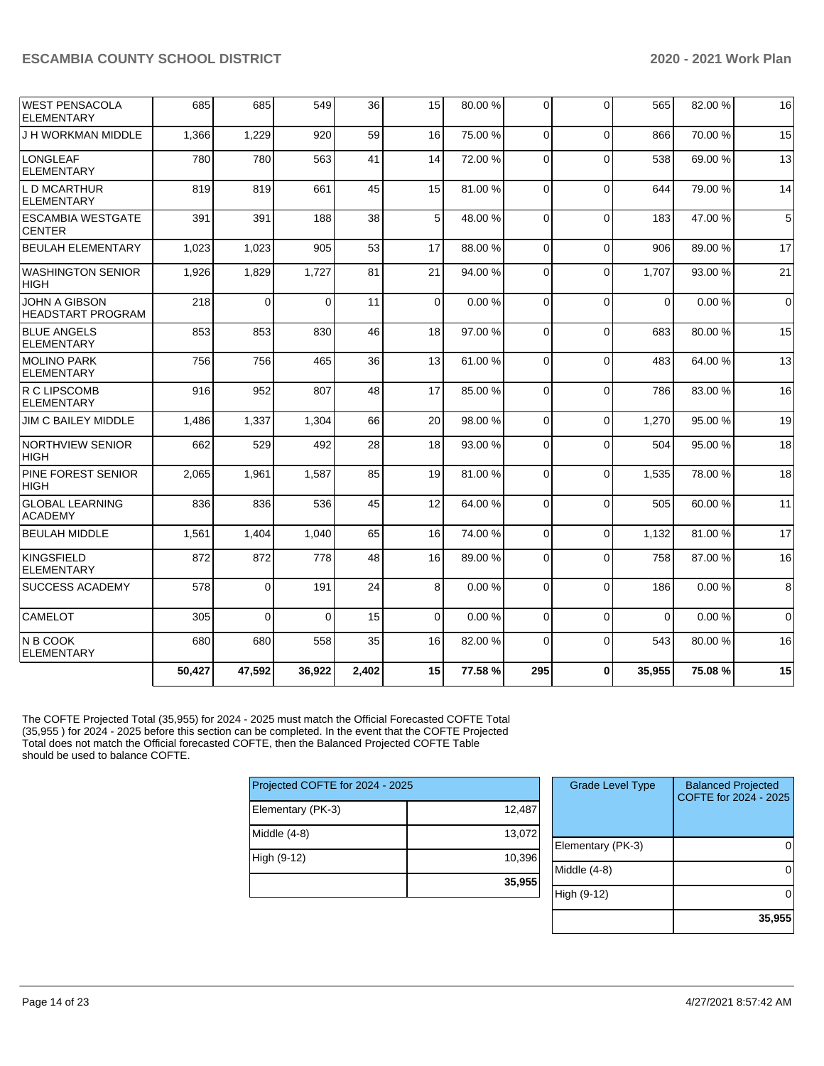| | | | | | | | | | | | |
|---|---|---|---|---|---|---|---|---|---|---|---|
| WEST PENSACOLA ELEMENTARY | 685 | 685 | 549 | 36 | 15 | 80.00 % | 0 | 0 | 565 | 82.00 % | 16 |
| J H WORKMAN MIDDLE | 1,366 | 1,229 | 920 | 59 | 16 | 75.00 % | 0 | 0 | 866 | 70.00 % | 15 |
| LONGLEAF ELEMENTARY | 780 | 780 | 563 | 41 | 14 | 72.00 % | 0 | 0 | 538 | 69.00 % | 13 |
| L D MCARTHUR ELEMENTARY | 819 | 819 | 661 | 45 | 15 | 81.00 % | 0 | 0 | 644 | 79.00 % | 14 |
| ESCAMBIA WESTGATE CENTER | 391 | 391 | 188 | 38 | 5 | 48.00 % | 0 | 0 | 183 | 47.00 % | 5 |
| BEULAH ELEMENTARY | 1,023 | 1,023 | 905 | 53 | 17 | 88.00 % | 0 | 0 | 906 | 89.00 % | 17 |
| WASHINGTON SENIOR HIGH | 1,926 | 1,829 | 1,727 | 81 | 21 | 94.00 % | 0 | 0 | 1,707 | 93.00 % | 21 |
| JOHN A GIBSON HEADSTART PROGRAM | 218 | 0 | 0 | 11 | 0 | 0.00 % | 0 | 0 | 0 | 0.00 % | 0 |
| BLUE ANGELS ELEMENTARY | 853 | 853 | 830 | 46 | 18 | 97.00 % | 0 | 0 | 683 | 80.00 % | 15 |
| MOLINO PARK ELEMENTARY | 756 | 756 | 465 | 36 | 13 | 61.00 % | 0 | 0 | 483 | 64.00 % | 13 |
| R C LIPSCOMB ELEMENTARY | 916 | 952 | 807 | 48 | 17 | 85.00 % | 0 | 0 | 786 | 83.00 % | 16 |
| JIM C BAILEY MIDDLE | 1,486 | 1,337 | 1,304 | 66 | 20 | 98.00 % | 0 | 0 | 1,270 | 95.00 % | 19 |
| NORTHVIEW SENIOR HIGH | 662 | 529 | 492 | 28 | 18 | 93.00 % | 0 | 0 | 504 | 95.00 % | 18 |
| PINE FOREST SENIOR HIGH | 2,065 | 1,961 | 1,587 | 85 | 19 | 81.00 % | 0 | 0 | 1,535 | 78.00 % | 18 |
| GLOBAL LEARNING ACADEMY | 836 | 836 | 536 | 45 | 12 | 64.00 % | 0 | 0 | 505 | 60.00 % | 11 |
| BEULAH MIDDLE | 1,561 | 1,404 | 1,040 | 65 | 16 | 74.00 % | 0 | 0 | 1,132 | 81.00 % | 17 |
| KINGSFIELD ELEMENTARY | 872 | 872 | 778 | 48 | 16 | 89.00 % | 0 | 0 | 758 | 87.00 % | 16 |
| SUCCESS ACADEMY | 578 | 0 | 191 | 24 | 8 | 0.00 % | 0 | 0 | 186 | 0.00 % | 8 |
| CAMELOT | 305 | 0 | 0 | 15 | 0 | 0.00 % | 0 | 0 | 0 | 0.00 % | 0 |
| N B COOK ELEMENTARY | 680 | 680 | 558 | 35 | 16 | 82.00 % | 0 | 0 | 543 | 80.00 % | 16 |
| | **50,427** | **47,592** | **36,922** | **2,402** | **15** | **77.58 %** | **295** | **0** | **35,955** | **75.08 %** | **15** |

The COFTE Projected Total (35,955) for 2024 - 2025 must match the Official Forecasted COFTE Total (35,955 ) for 2024 - 2025 before this section can be completed. In the event that the COFTE Projected Total does not match the Official forecasted COFTE, then the Balanced Projected COFTE Table should be used to balance COFTE.

| Projected COFTE for 2024 - 2025 | |
|---|---|
| Elementary (PK-3) | 12,487 |
| Middle (4-8) | 13,072 |
| High (9-12) | 10,396 |
| | **35,955** |

| Grade Level Type | Balanced Projected COFTE for 2024 - 2025 |
|---|---|
| Elementary (PK-3) | 0 |
| Middle (4-8) | 0 |
| High (9-12) | 0 |
| | **35,955** |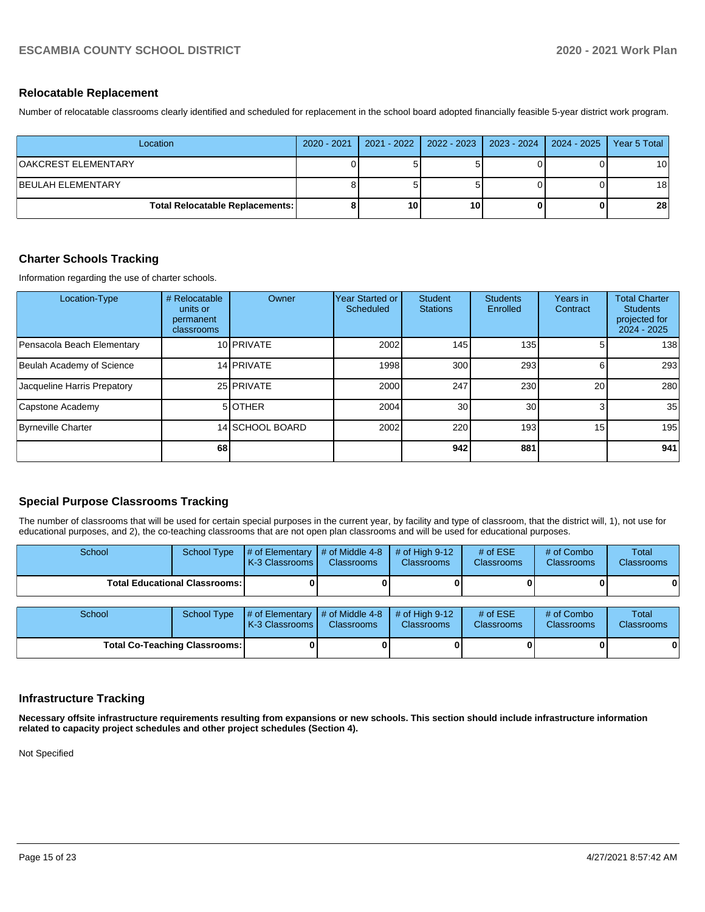## Relocatable Replacement

Number of relocatable classrooms clearly identified and scheduled for replacement in the school board adopted financially feasible 5-year district work program.

| Location | 2020 - 2021 | 2021 - 2022 | 2022 - 2023 | 2023 - 2024 | 2024 - 2025 | Year 5 Total |
|---|---|---|---|---|---|---|
| OAKCREST ELEMENTARY | 0 | 5 | 5 | 0 | 0 | 10 |
| BEULAH ELEMENTARY | 8 | 5 | 5 | 0 | 0 | 18 |
| **Total Relocatable Replacements:** | **8** | **10** | **10** | **0** | **0** | **28** |

## Charter Schools Tracking

Information regarding the use of charter schools.

| Location-Type | # Relocatable units or permanent classrooms | Owner | Year Started or Scheduled | Student Stations | Students Enrolled | Years in Contract | Total Charter Students projected for 2024 - 2025 |
|---|---|---|---|---|---|---|---|
| Pensacola Beach Elementary | 10 | PRIVATE | 2002 | 145 | 135 | 5 | 138 |
| Beulah Academy of Science | 14 | PRIVATE | 1998 | 300 | 293 | 6 | 293 |
| Jacqueline Harris Prepatory | 25 | PRIVATE | 2000 | 247 | 230 | 20 | 280 |
| Capstone Academy | 5 | OTHER | 2004 | 30 | 30 | 3 | 35 |
| Byrneville Charter | 14 | SCHOOL BOARD | 2002 | 220 | 193 | 15 | 195 |
| | **68** | | | **942** | **881** | | **941** |

## Special Purpose Classrooms Tracking

The number of classrooms that will be used for certain special purposes in the current year, by facility and type of classroom, that the district will, 1), not use for educational purposes, and 2), the co-teaching classrooms that are not open plan classrooms and will be used for educational purposes.

| School | School Type | # of Elementary K-3 Classrooms | # of Middle 4-8 Classrooms | # of High 9-12 Classrooms | # of ESE Classrooms | # of Combo Classrooms | Total Classrooms |
|---|---|---|---|---|---|---|---|
| **Total Educational Classrooms:** | | **0** | **0** | **0** | **0** | **0** | **0** |

| School | School Type | # of Elementary K-3 Classrooms | # of Middle 4-8 Classrooms | # of High 9-12 Classrooms | # of ESE Classrooms | # of Combo Classrooms | Total Classrooms |
|---|---|---|---|---|---|---|---|
| **Total Co-Teaching Classrooms:** | | **0** | **0** | **0** | **0** | **0** | **0** |

## Infrastructure Tracking

**Necessary offsite infrastructure requirements resulting from expansions or new schools. This section should include infrastructure information related to capacity project schedules and other project schedules (Section 4).**

Not Specified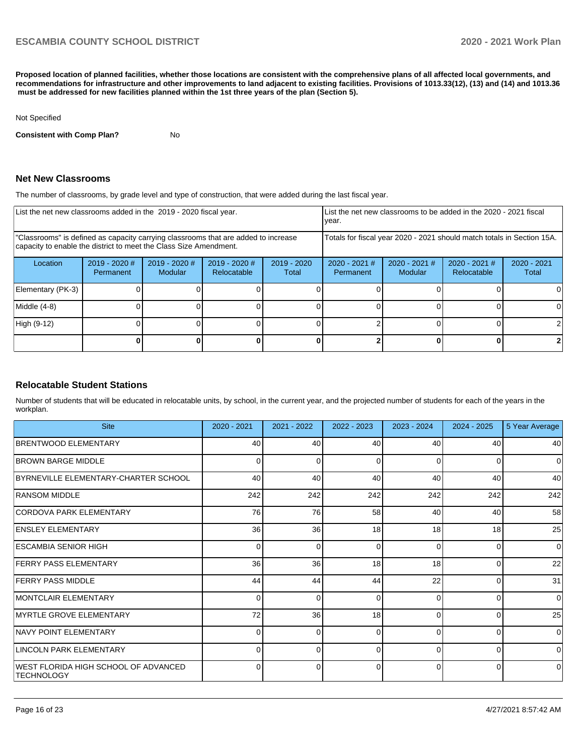**Proposed location of planned facilities, whether those locations are consistent with the comprehensive plans of all affected local governments, and recommendations for infrastructure and other improvements to land adjacent to existing facilities. Provisions of 1013.33(12), (13) and (14) and 1013.36 must be addressed for new facilities planned within the 1st three years of the plan (Section 5).**

Not Specified

**Consistent with Comp Plan?** No

## Net New Classrooms

The number of classrooms, by grade level and type of construction, that were added during the last fiscal year.

| List the net new classrooms added in the 2019 - 2020 fiscal year. | | | | | List the net new classrooms to be added in the 2020 - 2021 fiscal year. | | | |
|---|---|---|---|---|---|---|---|---|
| "Classrooms" is defined as capacity carrying classrooms that are added to increase capacity to enable the district to meet the Class Size Amendment. | | | | | Totals for fiscal year 2020 - 2021 should match totals in Section 15A. | | | |
| Location | 2019 - 2020 # Permanent | 2019 - 2020 # Modular | 2019 - 2020 # Relocatable | 2019 - 2020 Total | 2020 - 2021 # Permanent | 2020 - 2021 # Modular | 2020 - 2021 # Relocatable | 2020 - 2021 Total |
| Elementary (PK-3) | 0 | 0 | 0 | 0 | 0 | 0 | 0 | 0 |
| Middle (4-8) | 0 | 0 | 0 | 0 | 0 | 0 | 0 | 0 |
| High (9-12) | 0 | 0 | 0 | 0 | 2 | 0 | 0 | 2 |
| | **0** | **0** | **0** | **0** | **2** | **0** | **0** | **2** |

## Relocatable Student Stations

Number of students that will be educated in relocatable units, by school, in the current year, and the projected number of students for each of the years in the workplan.

| Site | 2020 - 2021 | 2021 - 2022 | 2022 - 2023 | 2023 - 2024 | 2024 - 2025 | 5 Year Average |
|---|---|---|---|---|---|---|
| BRENTWOOD ELEMENTARY | 40 | 40 | 40 | 40 | 40 | 40 |
| BROWN BARGE MIDDLE | 0 | 0 | 0 | 0 | 0 | 0 |
| BYRNEVILLE ELEMENTARY-CHARTER SCHOOL | 40 | 40 | 40 | 40 | 40 | 40 |
| RANSOM MIDDLE | 242 | 242 | 242 | 242 | 242 | 242 |
| CORDOVA PARK ELEMENTARY | 76 | 76 | 58 | 40 | 40 | 58 |
| ENSLEY ELEMENTARY | 36 | 36 | 18 | 18 | 18 | 25 |
| ESCAMBIA SENIOR HIGH | 0 | 0 | 0 | 0 | 0 | 0 |
| FERRY PASS ELEMENTARY | 36 | 36 | 18 | 18 | 0 | 22 |
| FERRY PASS MIDDLE | 44 | 44 | 44 | 22 | 0 | 31 |
| MONTCLAIR ELEMENTARY | 0 | 0 | 0 | 0 | 0 | 0 |
| MYRTLE GROVE ELEMENTARY | 72 | 36 | 18 | 0 | 0 | 25 |
| NAVY POINT ELEMENTARY | 0 | 0 | 0 | 0 | 0 | 0 |
| LINCOLN PARK ELEMENTARY | 0 | 0 | 0 | 0 | 0 | 0 |
| WEST FLORIDA HIGH SCHOOL OF ADVANCED TECHNOLOGY | 0 | 0 | 0 | 0 | 0 | 0 |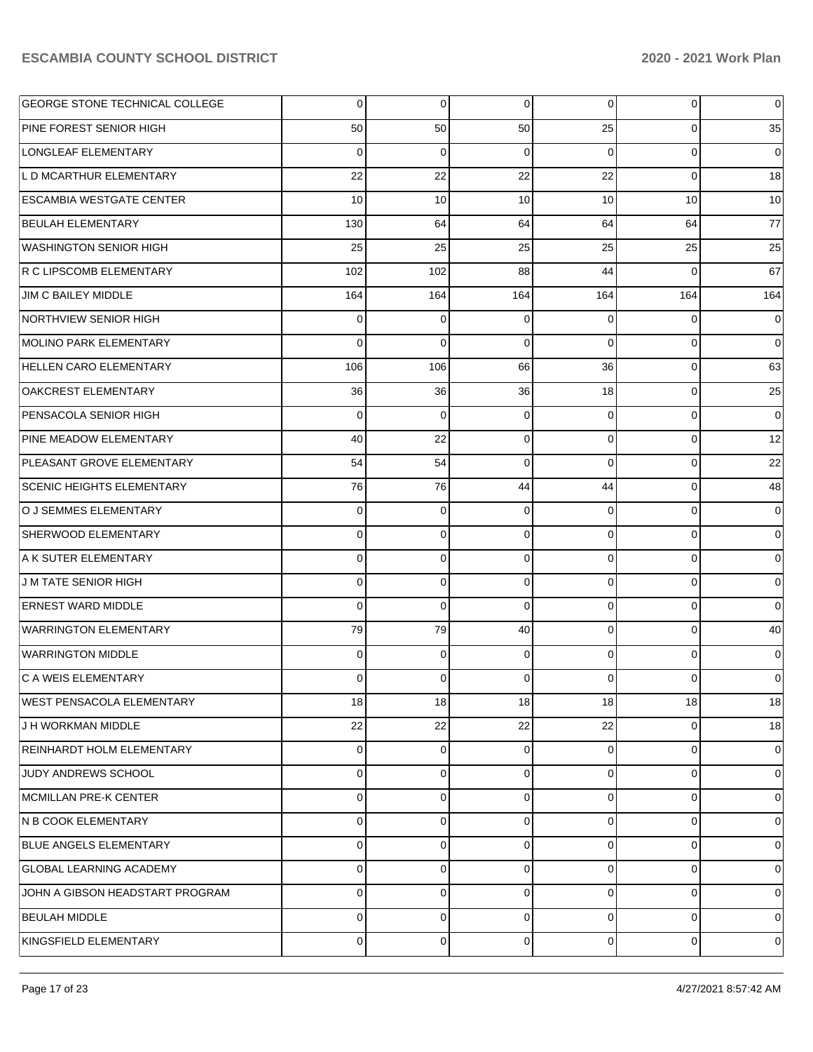| | | | | | | |
|---|---|---|---|---|---|---|
| GEORGE STONE TECHNICAL COLLEGE | 0 | 0 | 0 | 0 | 0 | 0 |
| PINE FOREST SENIOR HIGH | 50 | 50 | 50 | 25 | 0 | 35 |
| LONGLEAF ELEMENTARY | 0 | 0 | 0 | 0 | 0 | 0 |
| L D MCARTHUR ELEMENTARY | 22 | 22 | 22 | 22 | 0 | 18 |
| ESCAMBIA WESTGATE CENTER | 10 | 10 | 10 | 10 | 10 | 10 |
| BEULAH ELEMENTARY | 130 | 64 | 64 | 64 | 64 | 77 |
| WASHINGTON SENIOR HIGH | 25 | 25 | 25 | 25 | 25 | 25 |
| R C LIPSCOMB ELEMENTARY | 102 | 102 | 88 | 44 | 0 | 67 |
| JIM C BAILEY MIDDLE | 164 | 164 | 164 | 164 | 164 | 164 |
| NORTHVIEW SENIOR HIGH | 0 | 0 | 0 | 0 | 0 | 0 |
| MOLINO PARK ELEMENTARY | 0 | 0 | 0 | 0 | 0 | 0 |
| HELLEN CARO ELEMENTARY | 106 | 106 | 66 | 36 | 0 | 63 |
| OAKCREST ELEMENTARY | 36 | 36 | 36 | 18 | 0 | 25 |
| PENSACOLA SENIOR HIGH | 0 | 0 | 0 | 0 | 0 | 0 |
| PINE MEADOW ELEMENTARY | 40 | 22 | 0 | 0 | 0 | 12 |
| PLEASANT GROVE ELEMENTARY | 54 | 54 | 0 | 0 | 0 | 22 |
| SCENIC HEIGHTS ELEMENTARY | 76 | 76 | 44 | 44 | 0 | 48 |
| O J SEMMES ELEMENTARY | 0 | 0 | 0 | 0 | 0 | 0 |
| SHERWOOD ELEMENTARY | 0 | 0 | 0 | 0 | 0 | 0 |
| A K SUTER ELEMENTARY | 0 | 0 | 0 | 0 | 0 | 0 |
| J M TATE SENIOR HIGH | 0 | 0 | 0 | 0 | 0 | 0 |
| ERNEST WARD MIDDLE | 0 | 0 | 0 | 0 | 0 | 0 |
| WARRINGTON ELEMENTARY | 79 | 79 | 40 | 0 | 0 | 40 |
| WARRINGTON MIDDLE | 0 | 0 | 0 | 0 | 0 | 0 |
| C A WEIS ELEMENTARY | 0 | 0 | 0 | 0 | 0 | 0 |
| WEST PENSACOLA ELEMENTARY | 18 | 18 | 18 | 18 | 18 | 18 |
| J H WORKMAN MIDDLE | 22 | 22 | 22 | 22 | 0 | 18 |
| REINHARDT HOLM ELEMENTARY | 0 | 0 | 0 | 0 | 0 | 0 |
| JUDY ANDREWS SCHOOL | 0 | 0 | 0 | 0 | 0 | 0 |
| MCMILLAN PRE-K CENTER | 0 | 0 | 0 | 0 | 0 | 0 |
| N B COOK ELEMENTARY | 0 | 0 | 0 | 0 | 0 | 0 |
| BLUE ANGELS ELEMENTARY | 0 | 0 | 0 | 0 | 0 | 0 |
| GLOBAL LEARNING ACADEMY | 0 | 0 | 0 | 0 | 0 | 0 |
| JOHN A GIBSON HEADSTART PROGRAM | 0 | 0 | 0 | 0 | 0 | 0 |
| BEULAH MIDDLE | 0 | 0 | 0 | 0 | 0 | 0 |
| KINGSFIELD ELEMENTARY | 0 | 0 | 0 | 0 | 0 | 0 |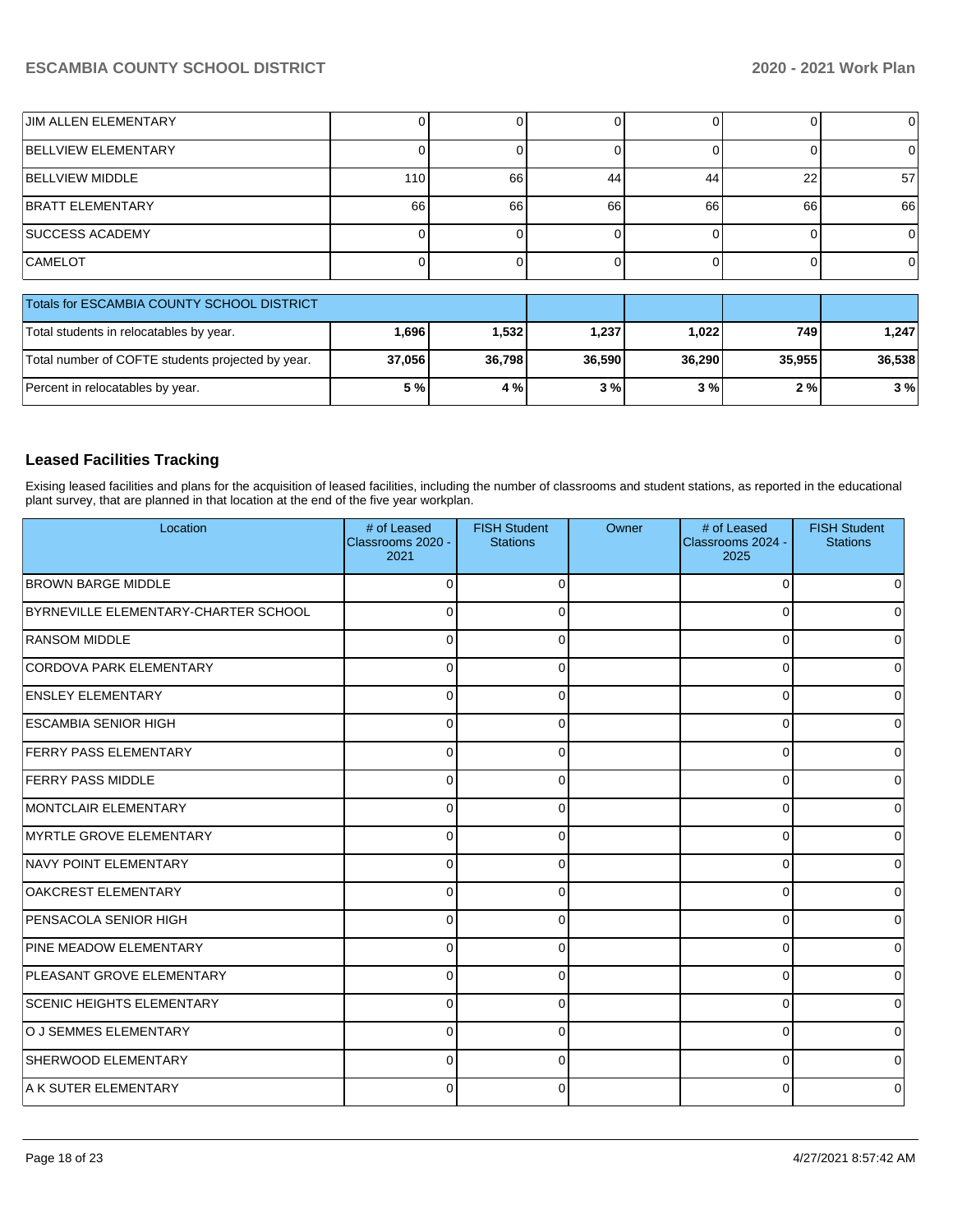| | | | | | | |
|---|---|---|---|---|---|---|
| JIM ALLEN ELEMENTARY | 0 | 0 | 0 | 0 | 0 | 0 |
| BELLVIEW ELEMENTARY | 0 | 0 | 0 | 0 | 0 | 0 |
| BELLVIEW MIDDLE | 110 | 66 | 44 | 44 | 22 | 57 |
| BRATT ELEMENTARY | 66 | 66 | 66 | 66 | 66 | 66 |
| SUCCESS ACADEMY | 0 | 0 | 0 | 0 | 0 | 0 |
| CAMELOT | 0 | 0 | 0 | 0 | 0 | 0 |

| Totals for ESCAMBIA COUNTY SCHOOL DISTRICT | | | | | | |
|---|---|---|---|---|---|---|
| Total students in relocatables by year. | **1,696** | **1,532** | **1,237** | **1,022** | **749** | **1,247** |
| Total number of COFTE students projected by year. | **37,056** | **36,798** | **36,590** | **36,290** | **35,955** | **36,538** |
| Percent in relocatables by year. | **5 %** | **4 %** | **3 %** | **3 %** | **2 %** | **3 %** |

### Leased Facilities Tracking

Exising leased facilities and plans for the acquisition of leased facilities, including the number of classrooms and student stations, as reported in the educational plant survey, that are planned in that location at the end of the five year workplan.

| Location | # of Leased Classrooms 2020 - 2021 | FISH Student Stations | Owner | # of Leased Classrooms 2024 - 2025 | FISH Student Stations |
|---|---|---|---|---|---|
| BROWN BARGE MIDDLE | 0 | 0 | | 0 | 0 |
| BYRNEVILLE ELEMENTARY-CHARTER SCHOOL | 0 | 0 | | 0 | 0 |
| RANSOM MIDDLE | 0 | 0 | | 0 | 0 |
| CORDOVA PARK ELEMENTARY | 0 | 0 | | 0 | 0 |
| ENSLEY ELEMENTARY | 0 | 0 | | 0 | 0 |
| ESCAMBIA SENIOR HIGH | 0 | 0 | | 0 | 0 |
| FERRY PASS ELEMENTARY | 0 | 0 | | 0 | 0 |
| FERRY PASS MIDDLE | 0 | 0 | | 0 | 0 |
| MONTCLAIR ELEMENTARY | 0 | 0 | | 0 | 0 |
| MYRTLE GROVE ELEMENTARY | 0 | 0 | | 0 | 0 |
| NAVY POINT ELEMENTARY | 0 | 0 | | 0 | 0 |
| OAKCREST ELEMENTARY | 0 | 0 | | 0 | 0 |
| PENSACOLA SENIOR HIGH | 0 | 0 | | 0 | 0 |
| PINE MEADOW ELEMENTARY | 0 | 0 | | 0 | 0 |
| PLEASANT GROVE ELEMENTARY | 0 | 0 | | 0 | 0 |
| SCENIC HEIGHTS ELEMENTARY | 0 | 0 | | 0 | 0 |
| O J SEMMES ELEMENTARY | 0 | 0 | | 0 | 0 |
| SHERWOOD ELEMENTARY | 0 | 0 | | 0 | 0 |
| A K SUTER ELEMENTARY | 0 | 0 | | 0 | 0 |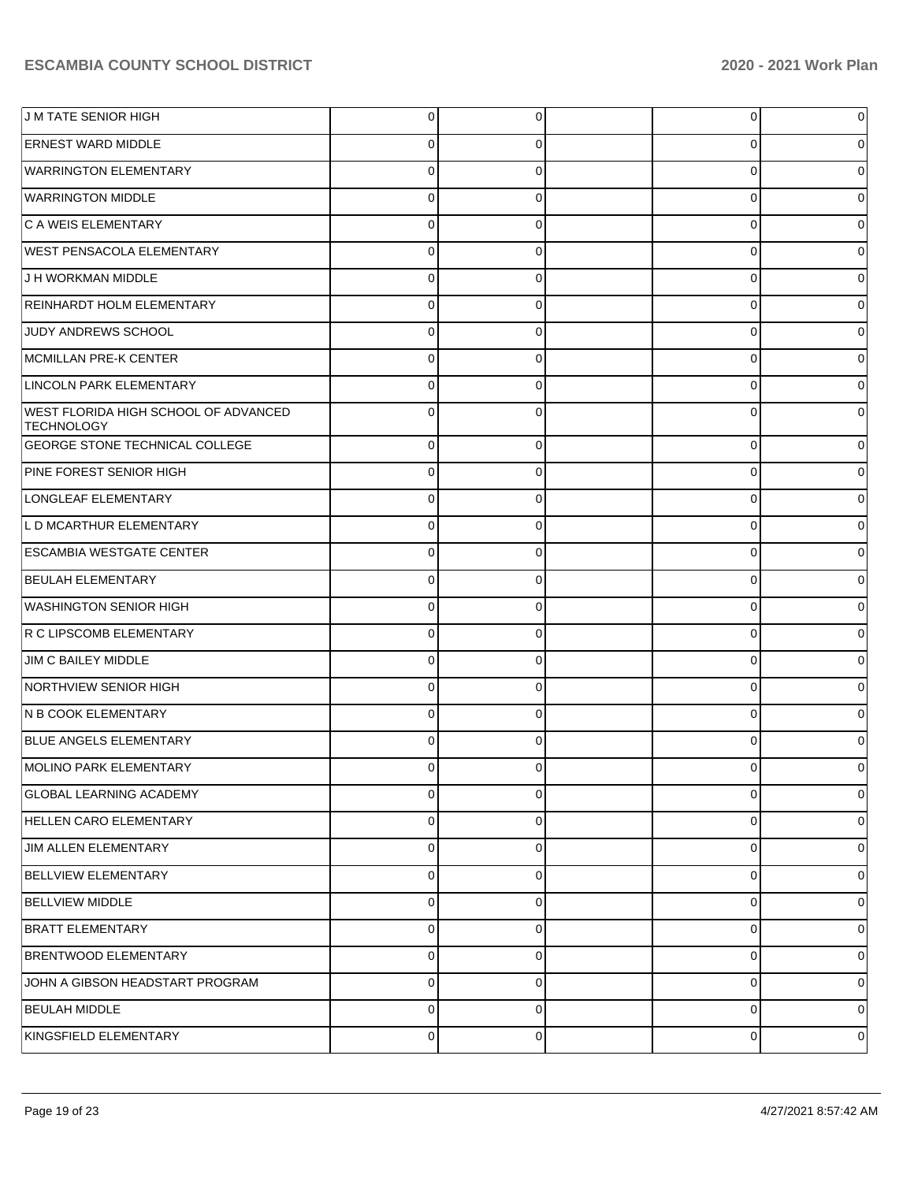| | | | | | |
|---|---|---|---|---|---|
| J M TATE SENIOR HIGH | 0 | 0 | | 0 | 0 |
| ERNEST WARD MIDDLE | 0 | 0 | | 0 | 0 |
| WARRINGTON ELEMENTARY | 0 | 0 | | 0 | 0 |
| WARRINGTON MIDDLE | 0 | 0 | | 0 | 0 |
| C A WEIS ELEMENTARY | 0 | 0 | | 0 | 0 |
| WEST PENSACOLA ELEMENTARY | 0 | 0 | | 0 | 0 |
| J H WORKMAN MIDDLE | 0 | 0 | | 0 | 0 |
| REINHARDT HOLM ELEMENTARY | 0 | 0 | | 0 | 0 |
| JUDY ANDREWS SCHOOL | 0 | 0 | | 0 | 0 |
| MCMILLAN PRE-K CENTER | 0 | 0 | | 0 | 0 |
| LINCOLN PARK ELEMENTARY | 0 | 0 | | 0 | 0 |
| WEST FLORIDA HIGH SCHOOL OF ADVANCED TECHNOLOGY | 0 | 0 | | 0 | 0 |
| GEORGE STONE TECHNICAL COLLEGE | 0 | 0 | | 0 | 0 |
| PINE FOREST SENIOR HIGH | 0 | 0 | | 0 | 0 |
| LONGLEAF ELEMENTARY | 0 | 0 | | 0 | 0 |
| L D MCARTHUR ELEMENTARY | 0 | 0 | | 0 | 0 |
| ESCAMBIA WESTGATE CENTER | 0 | 0 | | 0 | 0 |
| BEULAH ELEMENTARY | 0 | 0 | | 0 | 0 |
| WASHINGTON SENIOR HIGH | 0 | 0 | | 0 | 0 |
| R C LIPSCOMB ELEMENTARY | 0 | 0 | | 0 | 0 |
| JIM C BAILEY MIDDLE | 0 | 0 | | 0 | 0 |
| NORTHVIEW SENIOR HIGH | 0 | 0 | | 0 | 0 |
| N B COOK ELEMENTARY | 0 | 0 | | 0 | 0 |
| BLUE ANGELS ELEMENTARY | 0 | 0 | | 0 | 0 |
| MOLINO PARK ELEMENTARY | 0 | 0 | | 0 | 0 |
| GLOBAL LEARNING ACADEMY | 0 | 0 | | 0 | 0 |
| HELLEN CARO ELEMENTARY | 0 | 0 | | 0 | 0 |
| JIM ALLEN ELEMENTARY | 0 | 0 | | 0 | 0 |
| BELLVIEW ELEMENTARY | 0 | 0 | | 0 | 0 |
| BELLVIEW MIDDLE | 0 | 0 | | 0 | 0 |
| BRATT ELEMENTARY | 0 | 0 | | 0 | 0 |
| BRENTWOOD ELEMENTARY | 0 | 0 | | 0 | 0 |
| JOHN A GIBSON HEADSTART PROGRAM | 0 | 0 | | 0 | 0 |
| BEULAH MIDDLE | 0 | 0 | | 0 | 0 |
| KINGSFIELD ELEMENTARY | 0 | 0 | | 0 | 0 |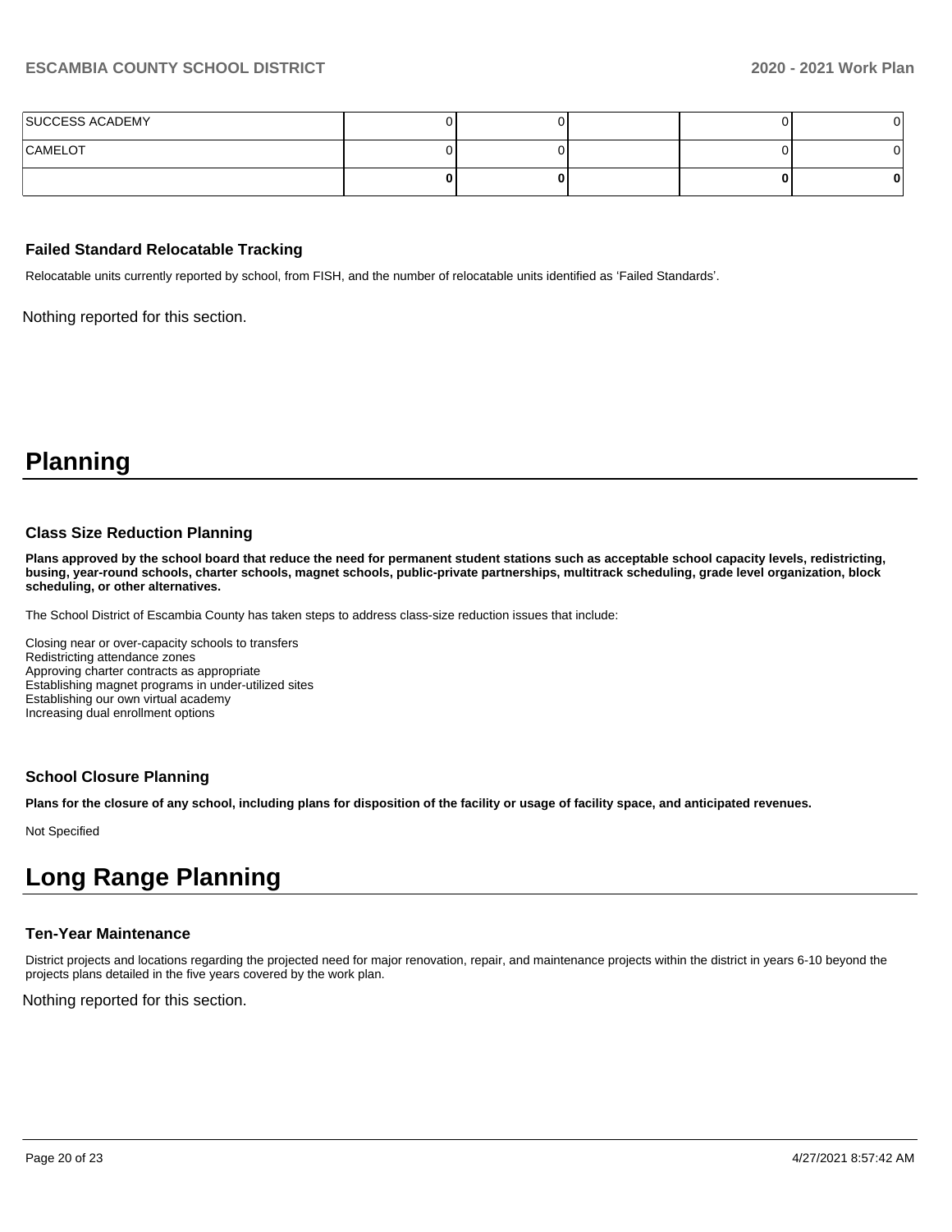| | | | | | |
|---|---|---|---|---|---|
| SUCCESS ACADEMY | 0 | 0 | | 0 | 0 |
| CAMELOT | 0 | 0 | | 0 | 0 |
| | **0** | **0** | | **0** | **0** |

### Failed Standard Relocatable Tracking

Relocatable units currently reported by school, from FISH, and the number of relocatable units identified as 'Failed Standards'.

Nothing reported for this section.

# Planning

### Class Size Reduction Planning

**Plans approved by the school board that reduce the need for permanent student stations such as acceptable school capacity levels, redistricting, busing, year-round schools, charter schools, magnet schools, public-private partnerships, multitrack scheduling, grade level organization, block scheduling, or other alternatives.**

The School District of Escambia County has taken steps to address class-size reduction issues that include:

Closing near or over-capacity schools to transfers
Redistricting attendance zones
Approving charter contracts as appropriate
Establishing magnet programs in under-utilized sites
Establishing our own virtual academy
Increasing dual enrollment options

### School Closure Planning

**Plans for the closure of any school, including plans for disposition of the facility or usage of facility space, and anticipated revenues.**

Not Specified

# Long Range Planning

### Ten-Year Maintenance

District projects and locations regarding the projected need for major renovation, repair, and maintenance projects within the district in years 6-10 beyond the projects plans detailed in the five years covered by the work plan.

Nothing reported for this section.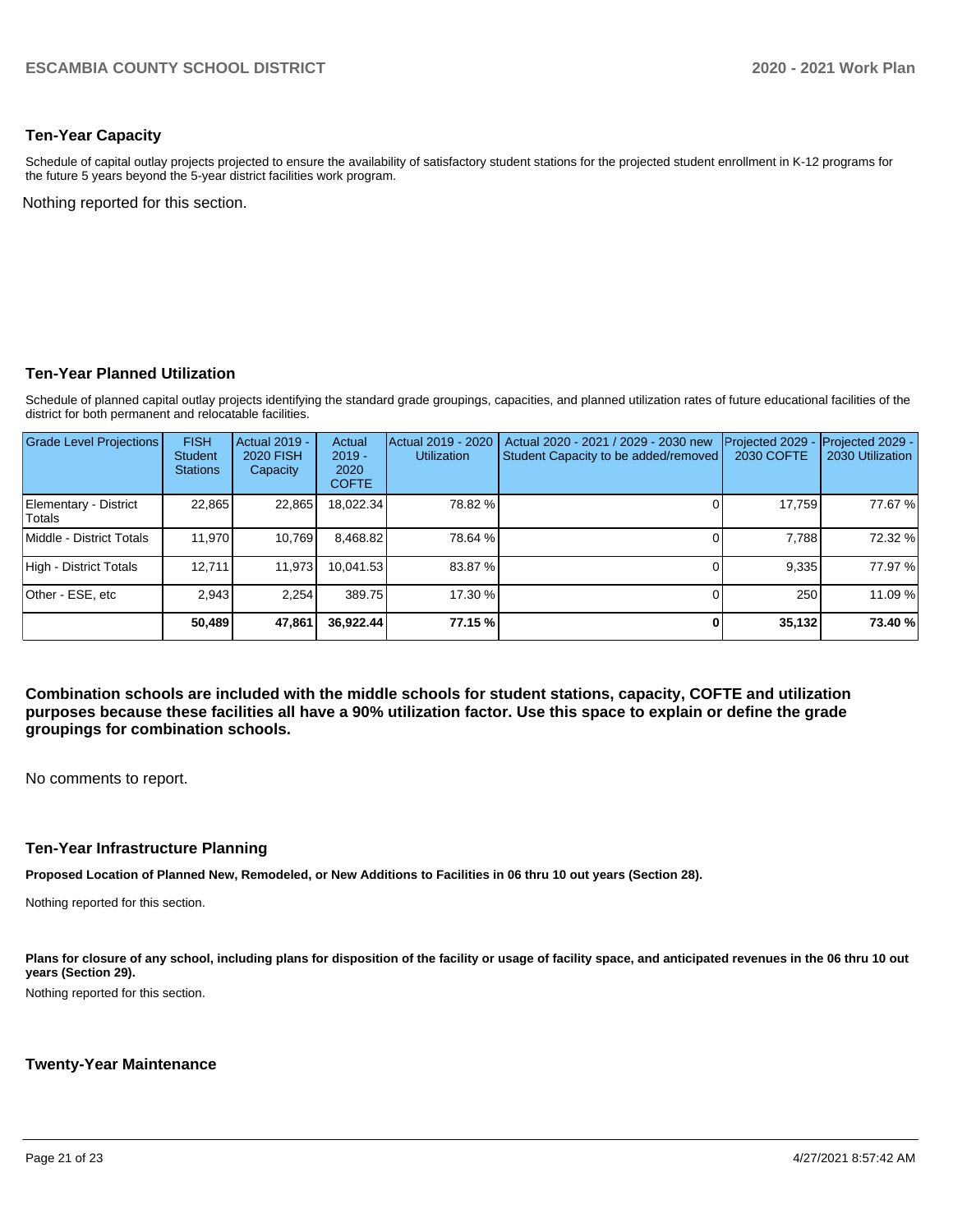### Ten-Year Capacity

Schedule of capital outlay projects projected to ensure the availability of satisfactory student stations for the projected student enrollment in K-12 programs for the future 5 years beyond the 5-year district facilities work program.

Nothing reported for this section.

### Ten-Year Planned Utilization

Schedule of planned capital outlay projects identifying the standard grade groupings, capacities, and planned utilization rates of future educational facilities of the district for both permanent and relocatable facilities.

| Grade Level Projections | FISH Student Stations | Actual 2019 - 2020 FISH Capacity | Actual 2019 - 2020 COFTE | Actual 2019 - 2020 Utilization | Actual 2020 - 2021 / 2029 - 2030 new Student Capacity to be added/removed | Projected 2029 - 2030 COFTE | Projected 2029 - 2030 Utilization |
|---|---|---|---|---|---|---|---|
| Elementary - District Totals | 22,865 | 22,865 | 18,022.34 | 78.82 % | 0 | 17,759 | 77.67 % |
| Middle - District Totals | 11,970 | 10,769 | 8,468.82 | 78.64 % | 0 | 7,788 | 72.32 % |
| High - District Totals | 12,711 | 11,973 | 10,041.53 | 83.87 % | 0 | 9,335 | 77.97 % |
| Other - ESE, etc | 2,943 | 2,254 | 389.75 | 17.30 % | 0 | 250 | 11.09 % |
| | **50,489** | **47,861** | **36,922.44** | **77.15 %** | **0** | **35,132** | **73.40 %** |

**Combination schools are included with the middle schools for student stations, capacity, COFTE and utilization purposes because these facilities all have a 90% utilization factor. Use this space to explain or define the grade groupings for combination schools.**

No comments to report.

### Ten-Year Infrastructure Planning

**Proposed Location of Planned New, Remodeled, or New Additions to Facilities in 06 thru 10 out years (Section 28).**

Nothing reported for this section.

**Plans for closure of any school, including plans for disposition of the facility or usage of facility space, and anticipated revenues in the 06 thru 10 out years (Section 29).**

Nothing reported for this section.

### Twenty-Year Maintenance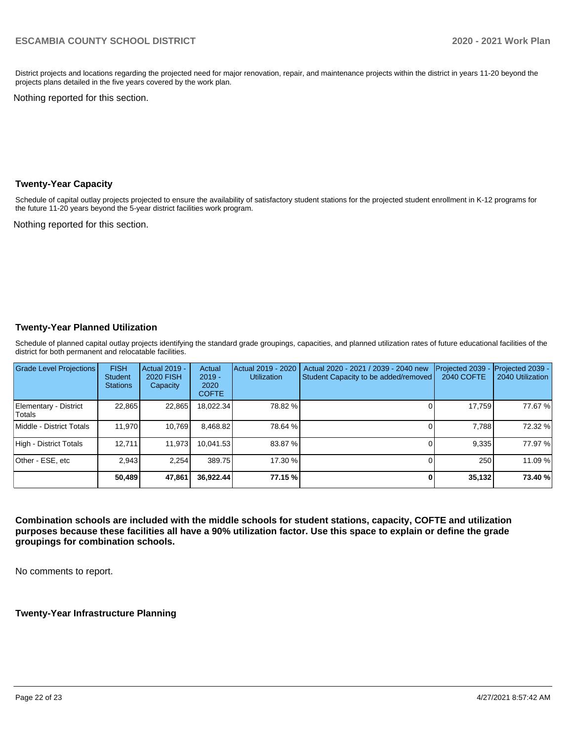District projects and locations regarding the projected need for major renovation, repair, and maintenance projects within the district in years 11-20 beyond the projects plans detailed in the five years covered by the work plan.

Nothing reported for this section.

## Twenty-Year Capacity

Schedule of capital outlay projects projected to ensure the availability of satisfactory student stations for the projected student enrollment in K-12 programs for the future 11-20 years beyond the 5-year district facilities work program.

Nothing reported for this section.

## Twenty-Year Planned Utilization

Schedule of planned capital outlay projects identifying the standard grade groupings, capacities, and planned utilization rates of future educational facilities of the district for both permanent and relocatable facilities.

| Grade Level Projections | FISH Student Stations | Actual 2019 - 2020 FISH Capacity | Actual 2019 - 2020 COFTE | Actual 2019 - 2020 Utilization | Actual 2020 - 2021 / 2039 - 2040 new Student Capacity to be added/removed | Projected 2039 - 2040 COFTE | Projected 2039 - 2040 Utilization |
|---|---|---|---|---|---|---|---|
| Elementary - District Totals | 22,865 | 22,865 | 18,022.34 | 78.82 % | 0 | 17,759 | 77.67 % |
| Middle - District Totals | 11,970 | 10,769 | 8,468.82 | 78.64 % | 0 | 7,788 | 72.32 % |
| High - District Totals | 12,711 | 11,973 | 10,041.53 | 83.87 % | 0 | 9,335 | 77.97 % |
| Other - ESE, etc | 2,943 | 2,254 | 389.75 | 17.30 % | 0 | 250 | 11.09 % |
| | **50,489** | **47,861** | **36,922.44** | **77.15 %** | **0** | **35,132** | **73.40 %** |

**Combination schools are included with the middle schools for student stations, capacity, COFTE and utilization purposes because these facilities all have a 90% utilization factor. Use this space to explain or define the grade groupings for combination schools.**

No comments to report.

## Twenty-Year Infrastructure Planning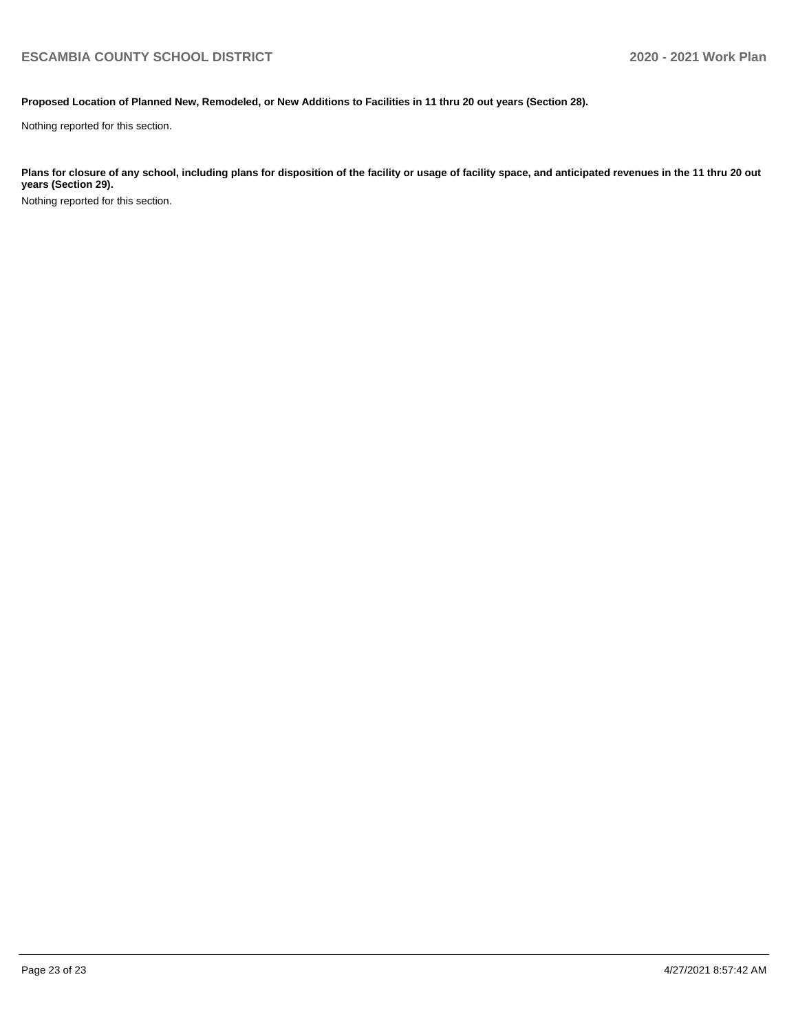**Proposed Location of Planned New, Remodeled, or New Additions to Facilities in 11 thru 20 out years (Section 28).**

Nothing reported for this section.

**Plans for closure of any school, including plans for disposition of the facility or usage of facility space, and anticipated revenues in the 11 thru 20 out years (Section 29).**

Nothing reported for this section.